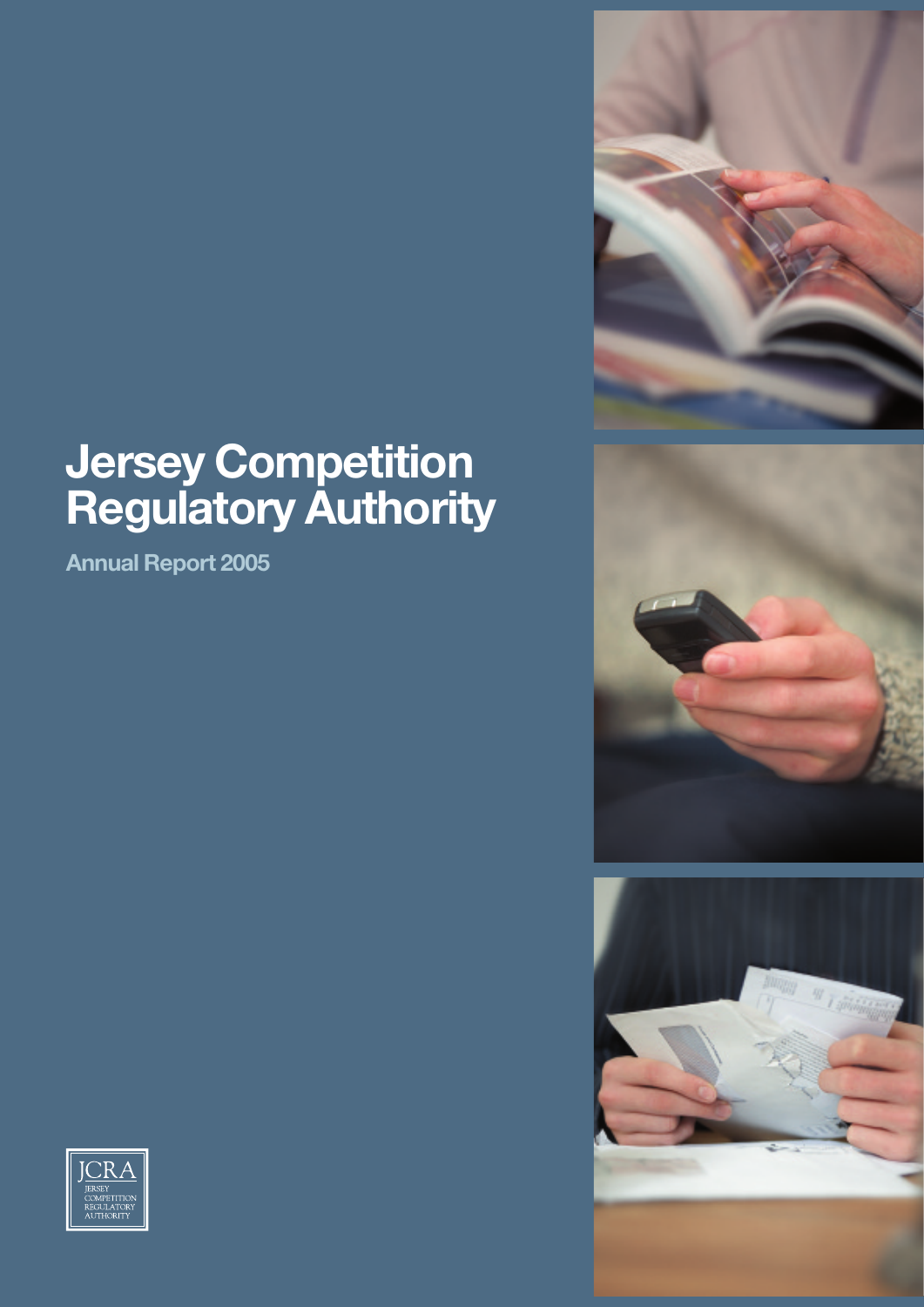# Jersey Competition Regulatory Authority

## Annual Report 2005

JCRA
JERSEY
COMPETITION
REGULATORY
AUTHORITY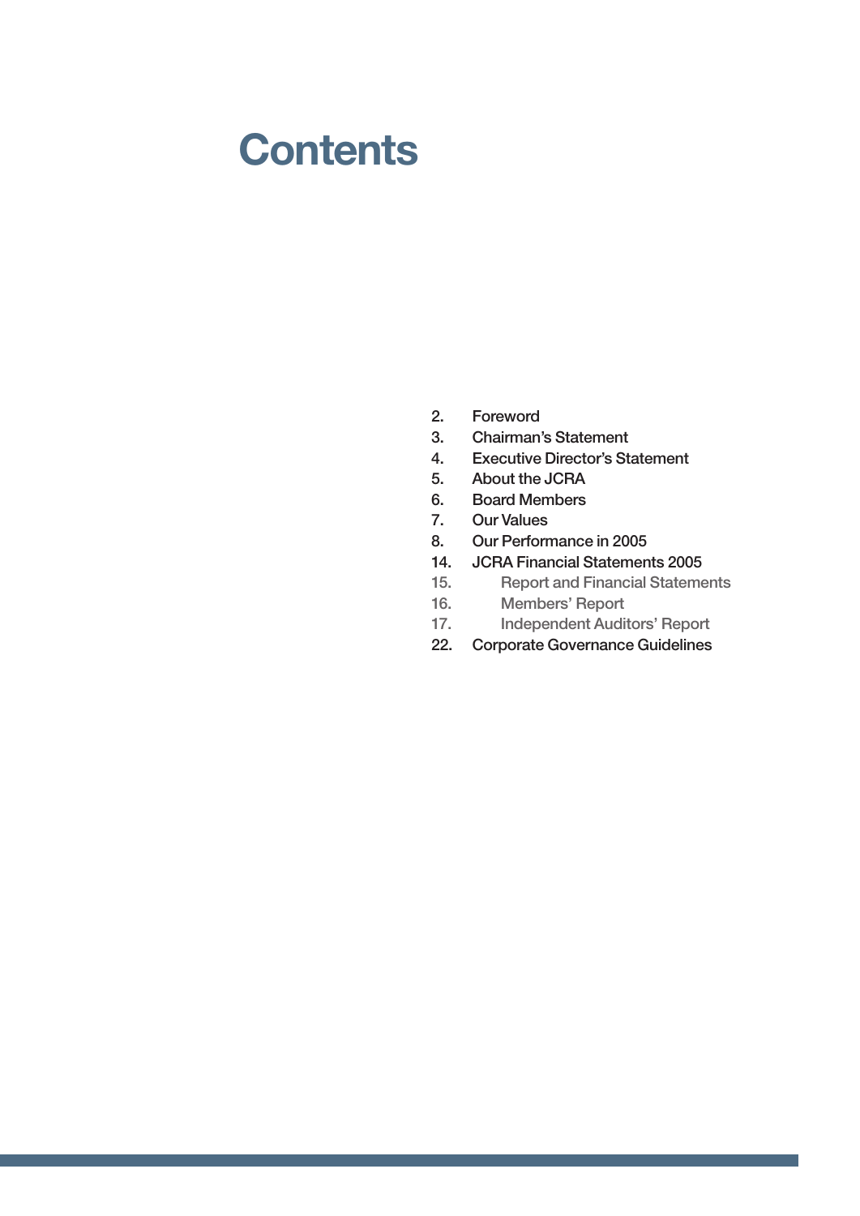# Contents

2. Foreword
3. Chairman's Statement
4. Executive Director's Statement
5. About the JCRA
6. Board Members
7. Our Values
8. Our Performance in 2005
14. JCRA Financial Statements 2005
    15. Report and Financial Statements
    16. Members' Report
    17. Independent Auditors' Report
22. Corporate Governance Guidelines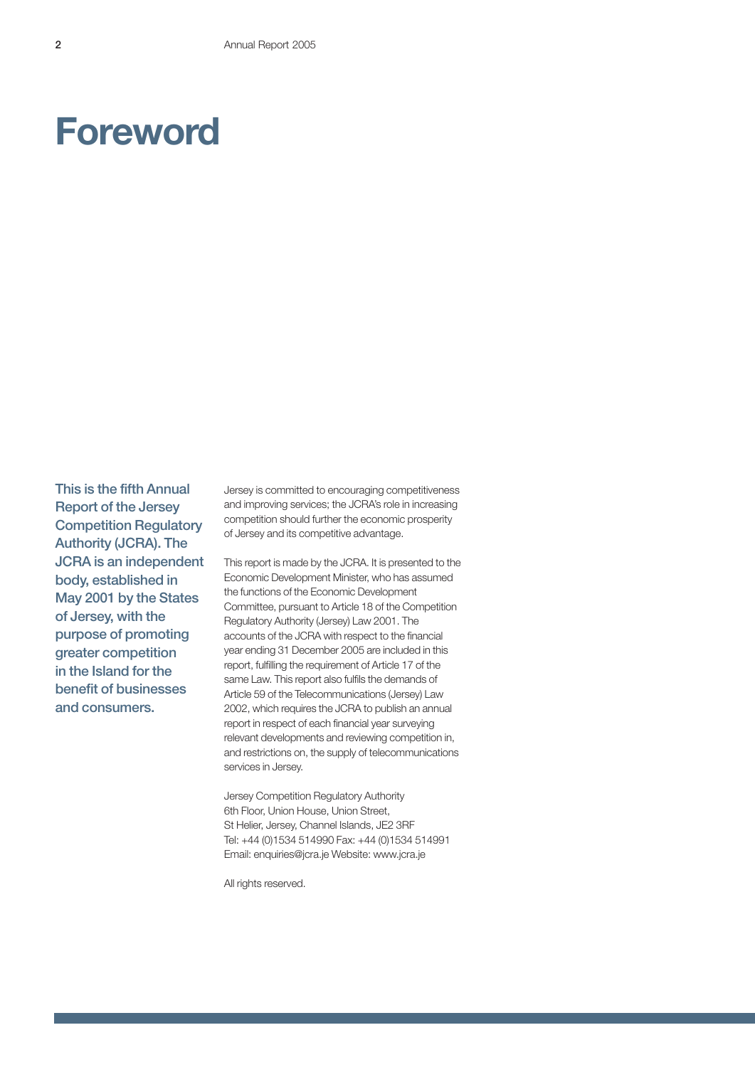# Foreword

**This is the fifth Annual Report of the Jersey Competition Regulatory Authority (JCRA). The JCRA is an independent body, established in May 2001 by the States of Jersey, with the purpose of promoting greater competition in the Island for the benefit of businesses and consumers.**

Jersey is committed to encouraging competitiveness and improving services; the JCRA's role in increasing competition should further the economic prosperity of Jersey and its competitive advantage.

This report is made by the JCRA. It is presented to the Economic Development Minister, who has assumed the functions of the Economic Development Committee, pursuant to Article 18 of the Competition Regulatory Authority (Jersey) Law 2001. The accounts of the JCRA with respect to the financial year ending 31 December 2005 are included in this report, fulfilling the requirement of Article 17 of the same Law. This report also fulfils the demands of Article 59 of the Telecommunications (Jersey) Law 2002, which requires the JCRA to publish an annual report in respect of each financial year surveying relevant developments and reviewing competition in, and restrictions on, the supply of telecommunications services in Jersey.

Jersey Competition Regulatory Authority
6th Floor, Union House, Union Street,
St Helier, Jersey, Channel Islands, JE2 3RF
Tel: +44 (0)1534 514990 Fax: +44 (0)1534 514991
Email: enquiries@jcra.je Website: www.jcra.je

All rights reserved.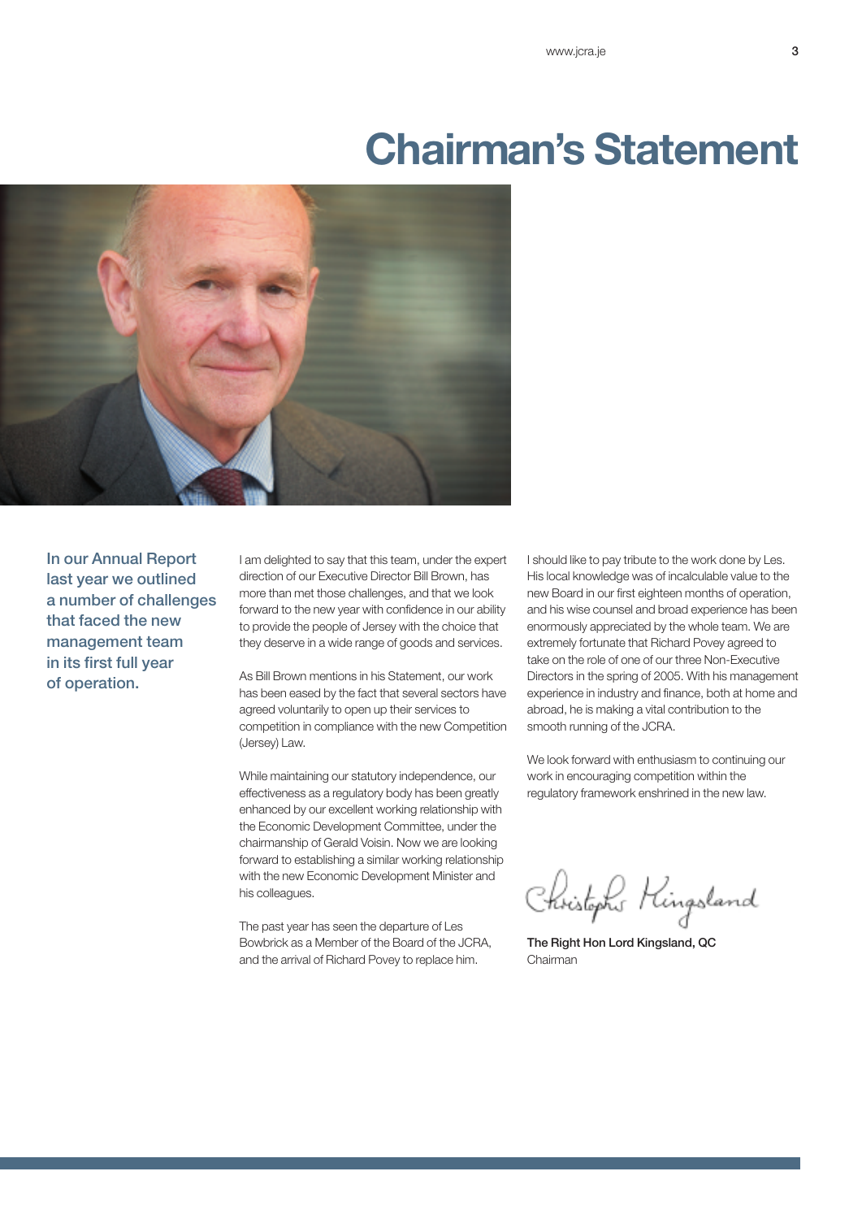# Chairman's Statement

**In our Annual Report last year we outlined a number of challenges that faced the new management team in its first full year of operation.**

I am delighted to say that this team, under the expert direction of our Executive Director Bill Brown, has more than met those challenges, and that we look forward to the new year with confidence in our ability to provide the people of Jersey with the choice that they deserve in a wide range of goods and services.

As Bill Brown mentions in his Statement, our work has been eased by the fact that several sectors have agreed voluntarily to open up their services to competition in compliance with the new Competition (Jersey) Law.

While maintaining our statutory independence, our effectiveness as a regulatory body has been greatly enhanced by our excellent working relationship with the Economic Development Committee, under the chairmanship of Gerald Voisin. Now we are looking forward to establishing a similar working relationship with the new Economic Development Minister and his colleagues.

The past year has seen the departure of Les Bowbrick as a Member of the Board of the JCRA, and the arrival of Richard Povey to replace him.

I should like to pay tribute to the work done by Les. His local knowledge was of incalculable value to the new Board in our first eighteen months of operation, and his wise counsel and broad experience has been enormously appreciated by the whole team. We are extremely fortunate that Richard Povey agreed to take on the role of one of our three Non-Executive Directors in the spring of 2005. With his management experience in industry and finance, both at home and abroad, he is making a vital contribution to the smooth running of the JCRA.

We look forward with enthusiasm to continuing our work in encouraging competition within the regulatory framework enshrined in the new law.

Christopher Kingsland

**The Right Hon Lord Kingsland, QC**
Chairman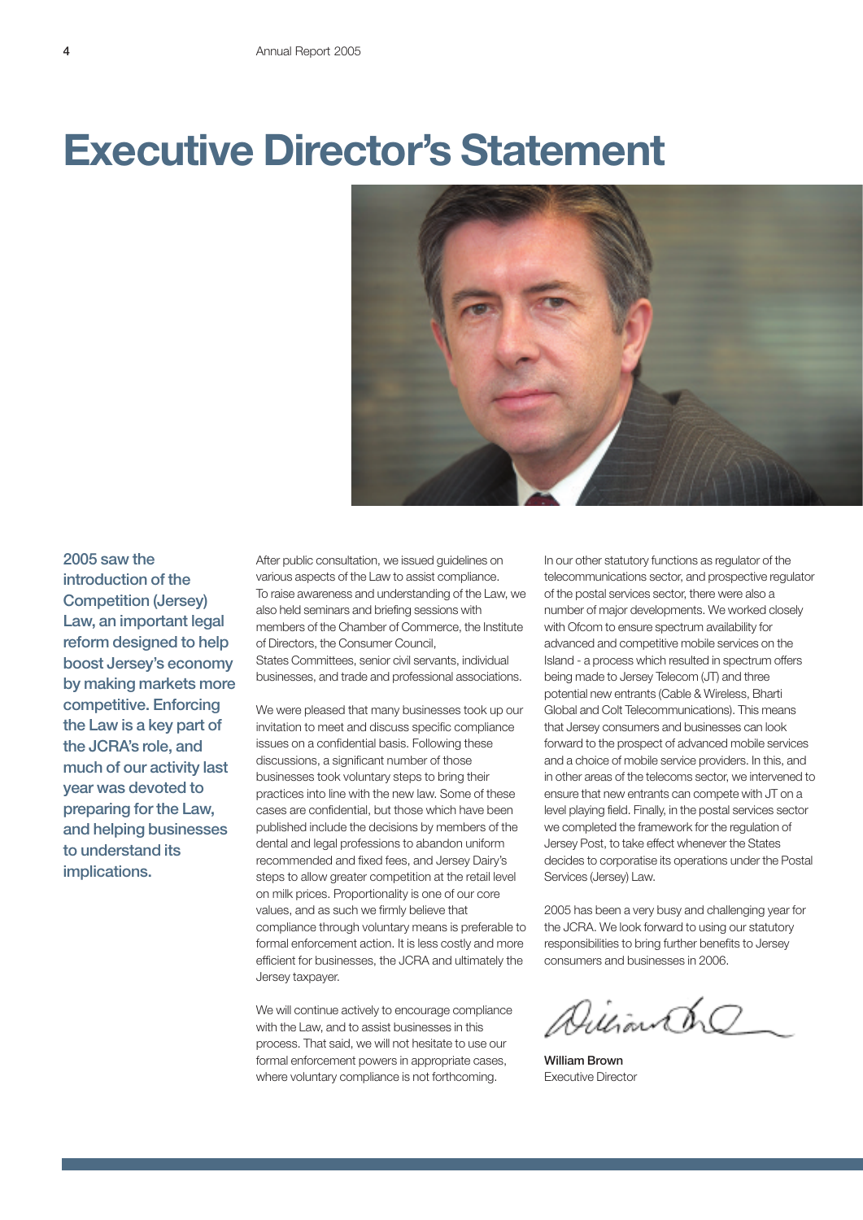# Executive Director's Statement

**2005 saw the introduction of the Competition (Jersey) Law, an important legal reform designed to help boost Jersey's economy by making markets more competitive. Enforcing the Law is a key part of the JCRA's role, and much of our activity last year was devoted to preparing for the Law, and helping businesses to understand its implications.**

After public consultation, we issued guidelines on various aspects of the Law to assist compliance. To raise awareness and understanding of the Law, we also held seminars and briefing sessions with members of the Chamber of Commerce, the Institute of Directors, the Consumer Council, States Committees, senior civil servants, individual businesses, and trade and professional associations.

We were pleased that many businesses took up our invitation to meet and discuss specific compliance issues on a confidential basis. Following these discussions, a significant number of those businesses took voluntary steps to bring their practices into line with the new law. Some of these cases are confidential, but those which have been published include the decisions by members of the dental and legal professions to abandon uniform recommended and fixed fees, and Jersey Dairy's steps to allow greater competition at the retail level on milk prices. Proportionality is one of our core values, and as such we firmly believe that compliance through voluntary means is preferable to formal enforcement action. It is less costly and more efficient for businesses, the JCRA and ultimately the Jersey taxpayer.

We will continue actively to encourage compliance with the Law, and to assist businesses in this process. That said, we will not hesitate to use our formal enforcement powers in appropriate cases, where voluntary compliance is not forthcoming.

In our other statutory functions as regulator of the telecommunications sector, and prospective regulator of the postal services sector, there were also a number of major developments. We worked closely with Ofcom to ensure spectrum availability for advanced and competitive mobile services on the Island - a process which resulted in spectrum offers being made to Jersey Telecom (JT) and three potential new entrants (Cable & Wireless, Bharti Global and Colt Telecommunications). This means that Jersey consumers and businesses can look forward to the prospect of advanced mobile services and a choice of mobile service providers. In this, and in other areas of the telecoms sector, we intervened to ensure that new entrants can compete with JT on a level playing field. Finally, in the postal services sector we completed the framework for the regulation of Jersey Post, to take effect whenever the States decides to corporatise its operations under the Postal Services (Jersey) Law.

2005 has been a very busy and challenging year for the JCRA. We look forward to using our statutory responsibilities to bring further benefits to Jersey consumers and businesses in 2006.

**William Brown**
Executive Director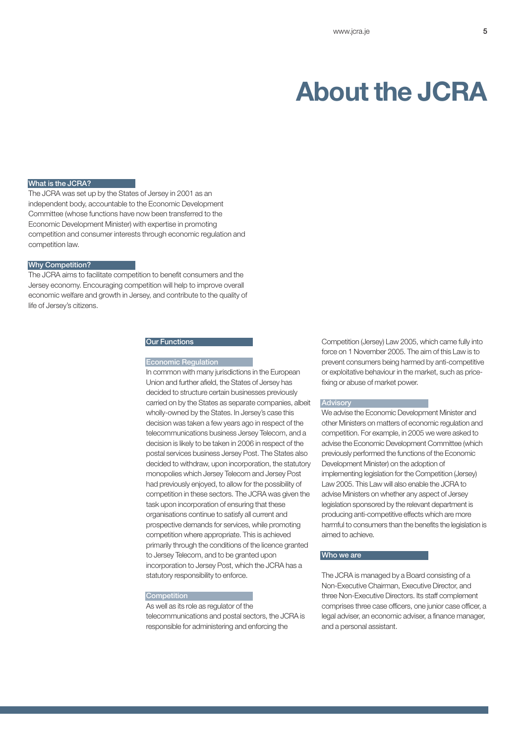# About the JCRA

## What is the JCRA?

The JCRA was set up by the States of Jersey in 2001 as an independent body, accountable to the Economic Development Committee (whose functions have now been transferred to the Economic Development Minister) with expertise in promoting competition and consumer interests through economic regulation and competition law.

## Why Competition?

The JCRA aims to facilitate competition to benefit consumers and the Jersey economy. Encouraging competition will help to improve overall economic welfare and growth in Jersey, and contribute to the quality of life of Jersey's citizens.

## Our Functions

### Economic Regulation

In common with many jurisdictions in the European Union and further afield, the States of Jersey has decided to structure certain businesses previously carried on by the States as separate companies, albeit wholly-owned by the States. In Jersey's case this decision was taken a few years ago in respect of the telecommunications business Jersey Telecom, and a decision is likely to be taken in 2006 in respect of the postal services business Jersey Post. The States also decided to withdraw, upon incorporation, the statutory monopolies which Jersey Telecom and Jersey Post had previously enjoyed, to allow for the possibility of competition in these sectors. The JCRA was given the task upon incorporation of ensuring that these organisations continue to satisfy all current and prospective demands for services, while promoting competition where appropriate. This is achieved primarily through the conditions of the licence granted to Jersey Telecom, and to be granted upon incorporation to Jersey Post, which the JCRA has a statutory responsibility to enforce.

### Competition

As well as its role as regulator of the telecommunications and postal sectors, the JCRA is responsible for administering and enforcing the Competition (Jersey) Law 2005, which came fully into force on 1 November 2005. The aim of this Law is to prevent consumers being harmed by anti-competitive or exploitative behaviour in the market, such as price-fixing or abuse of market power.

### Advisory

We advise the Economic Development Minister and other Ministers on matters of economic regulation and competition. For example, in 2005 we were asked to advise the Economic Development Committee (which previously performed the functions of the Economic Development Minister) on the adoption of implementing legislation for the Competition (Jersey) Law 2005. This Law will also enable the JCRA to advise Ministers on whether any aspect of Jersey legislation sponsored by the relevant department is producing anti-competitive effects which are more harmful to consumers than the benefits the legislation is aimed to achieve.

## Who we are

The JCRA is managed by a Board consisting of a Non-Executive Chairman, Executive Director, and three Non-Executive Directors. Its staff complement comprises three case officers, one junior case officer, a legal adviser, an economic adviser, a finance manager, and a personal assistant.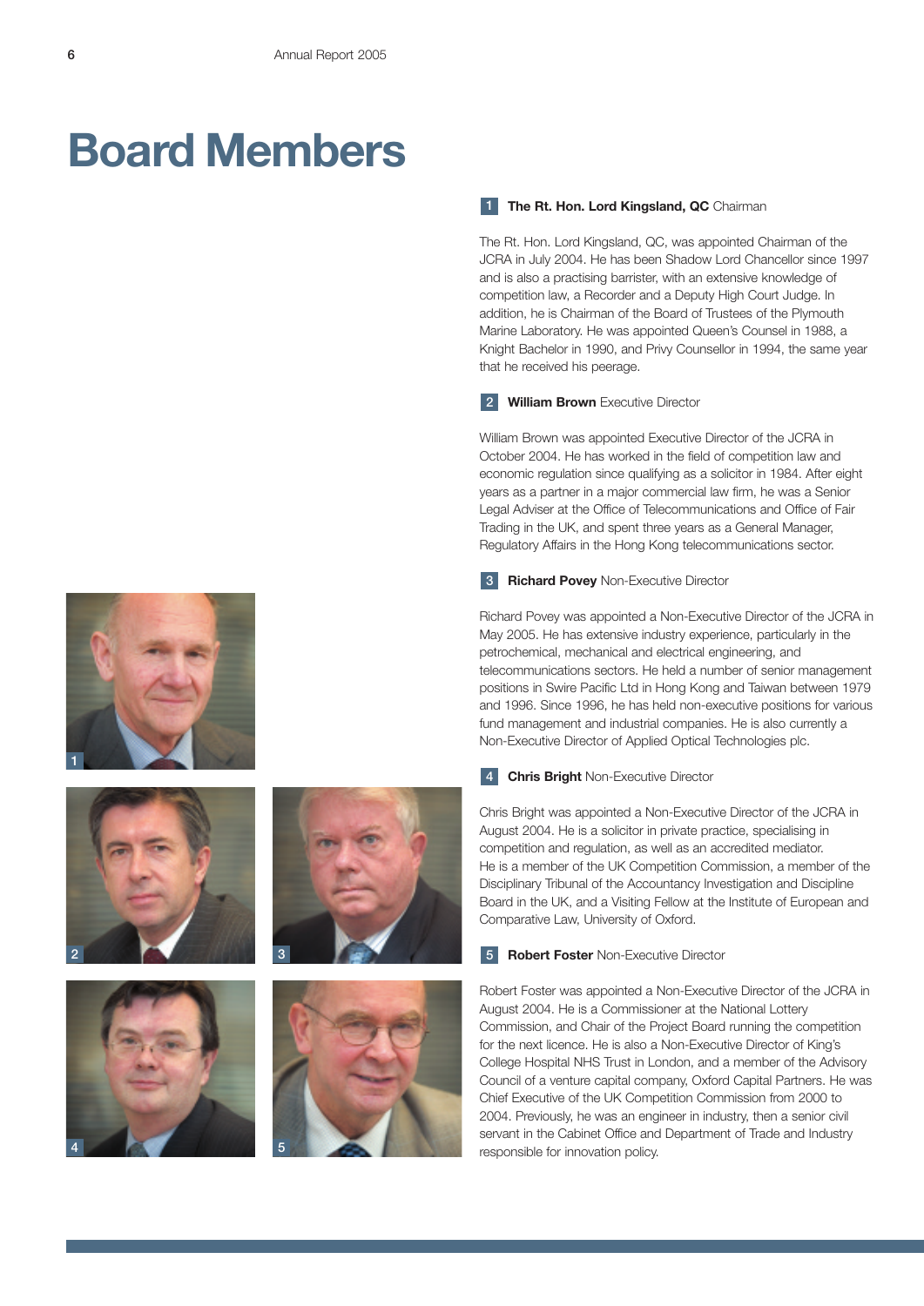# Board Members

**1 The Rt. Hon. Lord Kingsland, QC** Chairman

The Rt. Hon. Lord Kingsland, QC, was appointed Chairman of the JCRA in July 2004. He has been Shadow Lord Chancellor since 1997 and is also a practising barrister, with an extensive knowledge of competition law, a Recorder and a Deputy High Court Judge. In addition, he is Chairman of the Board of Trustees of the Plymouth Marine Laboratory. He was appointed Queen's Counsel in 1988, a Knight Bachelor in 1990, and Privy Counsellor in 1994, the same year that he received his peerage.

**2 William Brown** Executive Director

William Brown was appointed Executive Director of the JCRA in October 2004. He has worked in the field of competition law and economic regulation since qualifying as a solicitor in 1984. After eight years as a partner in a major commercial law firm, he was a Senior Legal Adviser at the Office of Telecommunications and Office of Fair Trading in the UK, and spent three years as a General Manager, Regulatory Affairs in the Hong Kong telecommunications sector.

**3 Richard Povey** Non-Executive Director

Richard Povey was appointed a Non-Executive Director of the JCRA in May 2005. He has extensive industry experience, particularly in the petrochemical, mechanical and electrical engineering, and telecommunications sectors. He held a number of senior management positions in Swire Pacific Ltd in Hong Kong and Taiwan between 1979 and 1996. Since 1996, he has held non-executive positions for various fund management and industrial companies. He is also currently a Non-Executive Director of Applied Optical Technologies plc.

**4 Chris Bright** Non-Executive Director

Chris Bright was appointed a Non-Executive Director of the JCRA in August 2004. He is a solicitor in private practice, specialising in competition and regulation, as well as an accredited mediator. He is a member of the UK Competition Commission, a member of the Disciplinary Tribunal of the Accountancy Investigation and Discipline Board in the UK, and a Visiting Fellow at the Institute of European and Comparative Law, University of Oxford.

**5 Robert Foster** Non-Executive Director

Robert Foster was appointed a Non-Executive Director of the JCRA in August 2004. He is a Commissioner at the National Lottery Commission, and Chair of the Project Board running the competition for the next licence. He is also a Non-Executive Director of King's College Hospital NHS Trust in London, and a member of the Advisory Council of a venture capital company, Oxford Capital Partners. He was Chief Executive of the UK Competition Commission from 2000 to 2004. Previously, he was an engineer in industry, then a senior civil servant in the Cabinet Office and Department of Trade and Industry responsible for innovation policy.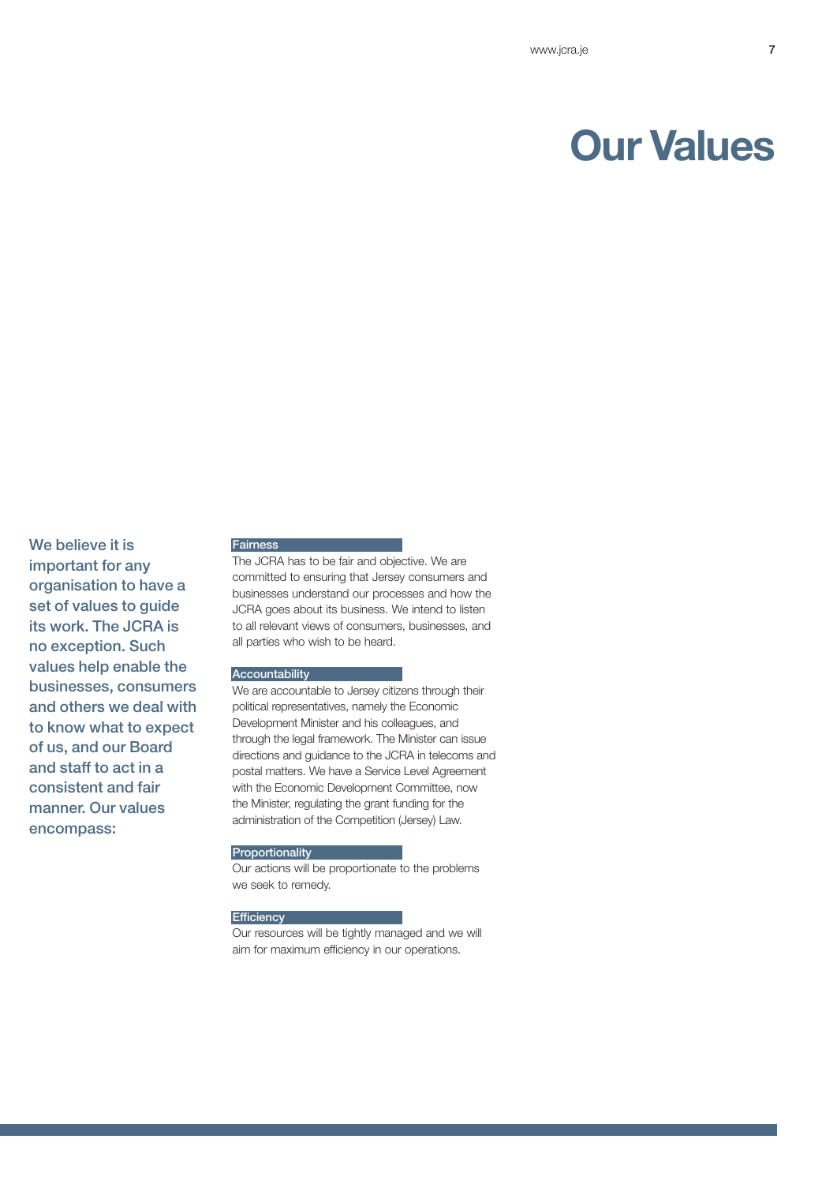# Our Values

**We believe it is important for any organisation to have a set of values to guide its work. The JCRA is no exception. Such values help enable the businesses, consumers and others we deal with to know what to expect of us, and our Board and staff to act in a consistent and fair manner. Our values encompass:**

### Fairness

The JCRA has to be fair and objective. We are committed to ensuring that Jersey consumers and businesses understand our processes and how the JCRA goes about its business. We intend to listen to all relevant views of consumers, businesses, and all parties who wish to be heard.

### Accountability

We are accountable to Jersey citizens through their political representatives, namely the Economic Development Minister and his colleagues, and through the legal framework. The Minister can issue directions and guidance to the JCRA in telecoms and postal matters. We have a Service Level Agreement with the Economic Development Committee, now the Minister, regulating the grant funding for the administration of the Competition (Jersey) Law.

### Proportionality

Our actions will be proportionate to the problems we seek to remedy.

### Efficiency

Our resources will be tightly managed and we will aim for maximum efficiency in our operations.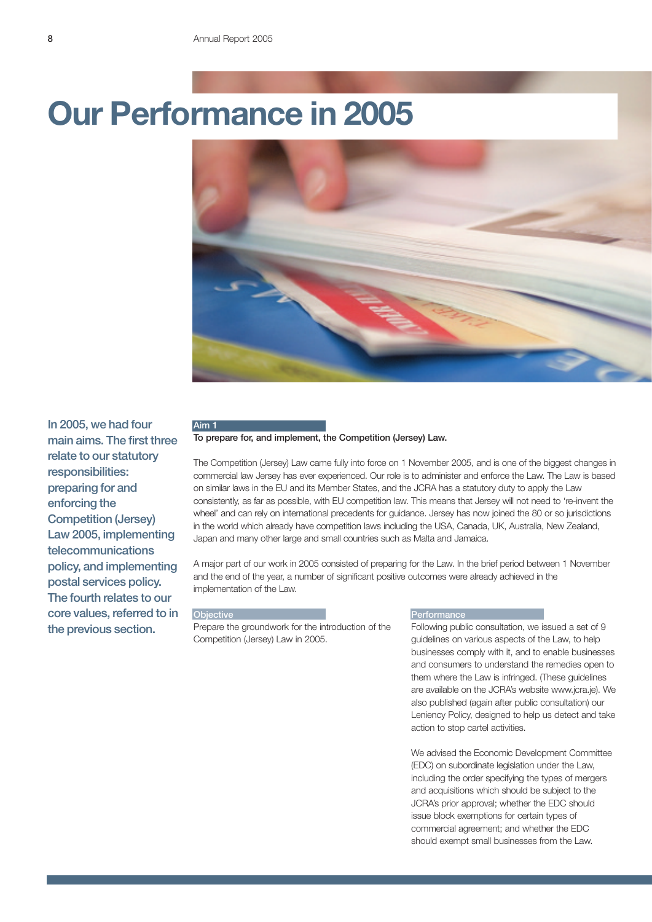# Our Performance in 2005

**In 2005, we had four main aims. The first three relate to our statutory responsibilities: preparing for and enforcing the Competition (Jersey) Law 2005, implementing telecommunications policy, and implementing postal services policy. The fourth relates to our core values, referred to in the previous section.**

## Aim 1

**To prepare for, and implement, the Competition (Jersey) Law.**

The Competition (Jersey) Law came fully into force on 1 November 2005, and is one of the biggest changes in commercial law Jersey has ever experienced. Our role is to administer and enforce the Law. The Law is based on similar laws in the EU and its Member States, and the JCRA has a statutory duty to apply the Law consistently, as far as possible, with EU competition law. This means that Jersey will not need to 're-invent the wheel' and can rely on international precedents for guidance. Jersey has now joined the 80 or so jurisdictions in the world which already have competition laws including the USA, Canada, UK, Australia, New Zealand, Japan and many other large and small countries such as Malta and Jamaica.

A major part of our work in 2005 consisted of preparing for the Law. In the brief period between 1 November and the end of the year, a number of significant positive outcomes were already achieved in the implementation of the Law.

### Objective

Prepare the groundwork for the introduction of the Competition (Jersey) Law in 2005.

### Performance

Following public consultation, we issued a set of 9 guidelines on various aspects of the Law, to help businesses comply with it, and to enable businesses and consumers to understand the remedies open to them where the Law is infringed. (These guidelines are available on the JCRA's website www.jcra.je). We also published (again after public consultation) our Leniency Policy, designed to help us detect and take action to stop cartel activities.

We advised the Economic Development Committee (EDC) on subordinate legislation under the Law, including the order specifying the types of mergers and acquisitions which should be subject to the JCRA's prior approval; whether the EDC should issue block exemptions for certain types of commercial agreement; and whether the EDC should exempt small businesses from the Law.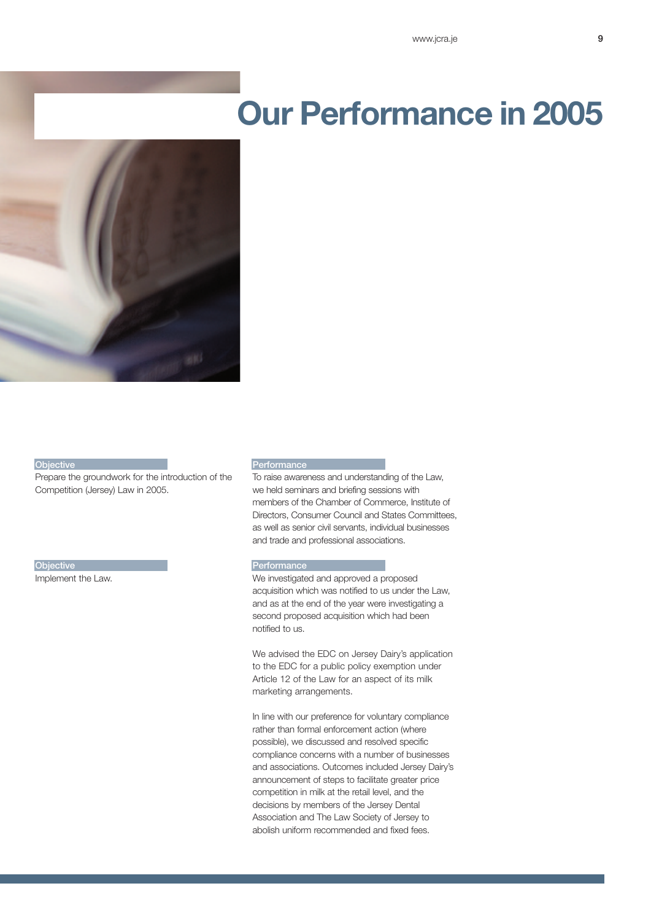# Our Performance in 2005

| Objective | Performance |
| --- | --- |
| Prepare the groundwork for the introduction of the Competition (Jersey) Law in 2005. | To raise awareness and understanding of the Law, we held seminars and briefing sessions with members of the Chamber of Commerce, Institute of Directors, Consumer Council and States Committees, as well as senior civil servants, individual businesses and trade and professional associations. |
| Implement the Law. | We investigated and approved a proposed acquisition which was notified to us under the Law, and as at the end of the year were investigating a second proposed acquisition which had been notified to us.<br><br>We advised the EDC on Jersey Dairy's application to the EDC for a public policy exemption under Article 12 of the Law for an aspect of its milk marketing arrangements.<br><br>In line with our preference for voluntary compliance rather than formal enforcement action (where possible), we discussed and resolved specific compliance concerns with a number of businesses and associations. Outcomes included Jersey Dairy's announcement of steps to facilitate greater price competition in milk at the retail level, and the decisions by members of the Jersey Dental Association and The Law Society of Jersey to abolish uniform recommended and fixed fees. |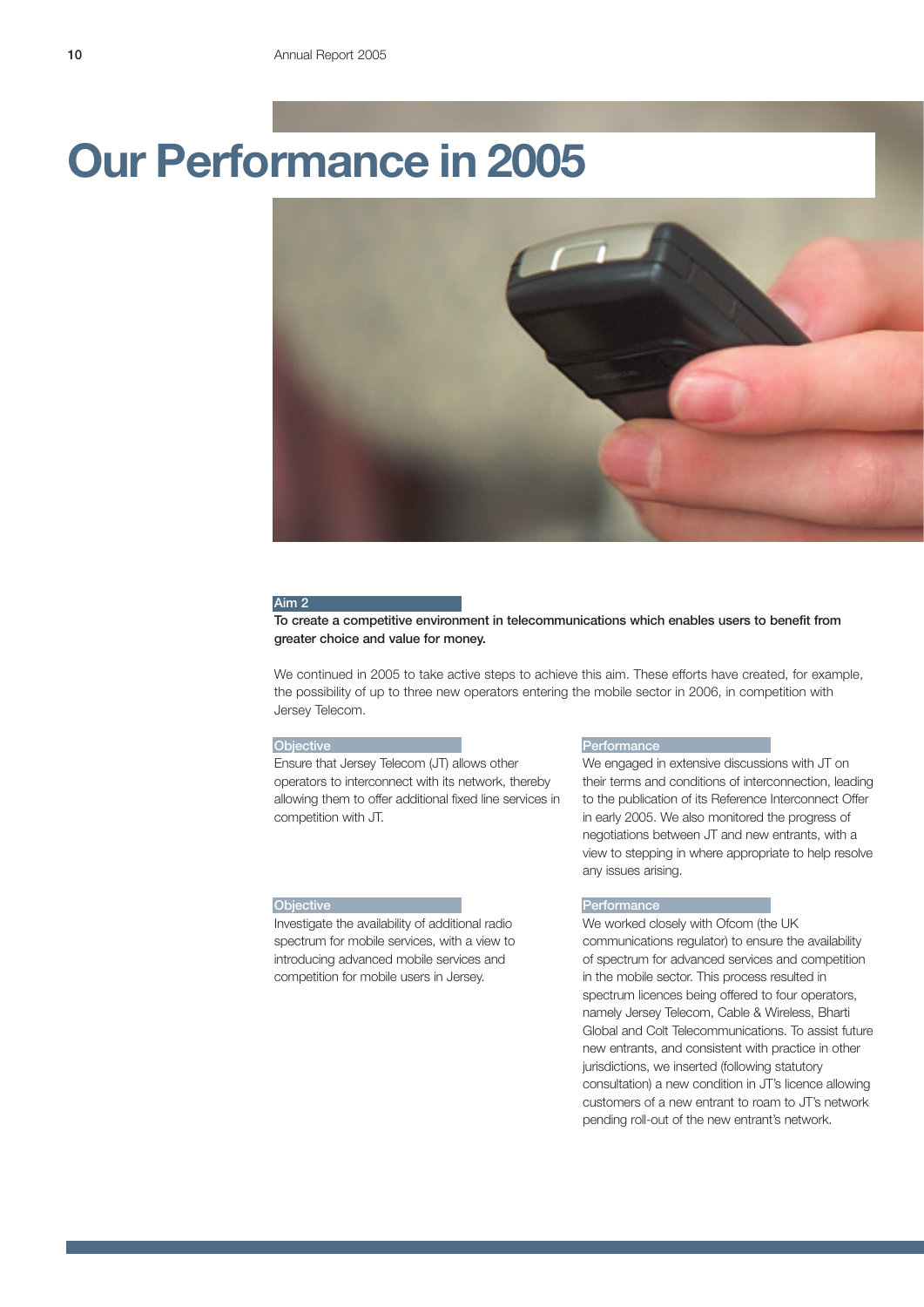# Our Performance in 2005

## Aim 2

**To create a competitive environment in telecommunications which enables users to benefit from greater choice and value for money.**

We continued in 2005 to take active steps to achieve this aim. These efforts have created, for example, the possibility of up to three new operators entering the mobile sector in 2006, in competition with Jersey Telecom.

### Objective

Ensure that Jersey Telecom (JT) allows other operators to interconnect with its network, thereby allowing them to offer additional fixed line services in competition with JT.

### Performance

We engaged in extensive discussions with JT on their terms and conditions of interconnection, leading to the publication of its Reference Interconnect Offer in early 2005. We also monitored the progress of negotiations between JT and new entrants, with a view to stepping in where appropriate to help resolve any issues arising.

### Objective

Investigate the availability of additional radio spectrum for mobile services, with a view to introducing advanced mobile services and competition for mobile users in Jersey.

### Performance

We worked closely with Ofcom (the UK communications regulator) to ensure the availability of spectrum for advanced services and competition in the mobile sector. This process resulted in spectrum licences being offered to four operators, namely Jersey Telecom, Cable & Wireless, Bharti Global and Colt Telecommunications. To assist future new entrants, and consistent with practice in other jurisdictions, we inserted (following statutory consultation) a new condition in JT's licence allowing customers of a new entrant to roam to JT's network pending roll-out of the new entrant's network.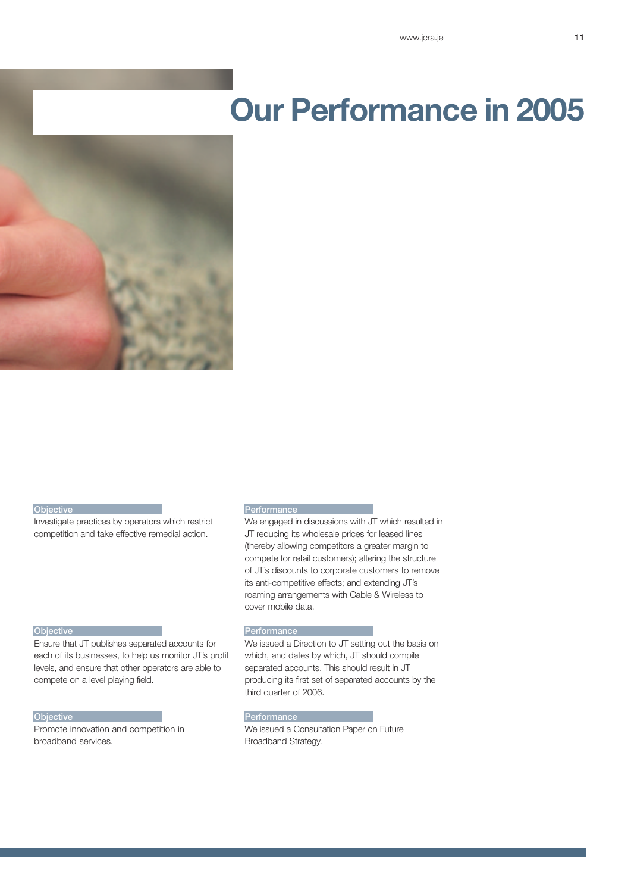# Our Performance in 2005

| Objective | Performance |
|---|---|
| Investigate practices by operators which restrict competition and take effective remedial action. | We engaged in discussions with JT which resulted in JT reducing its wholesale prices for leased lines (thereby allowing competitors a greater margin to compete for retail customers); altering the structure of JT's discounts to corporate customers to remove its anti-competitive effects; and extending JT's roaming arrangements with Cable & Wireless to cover mobile data. |
| Ensure that JT publishes separated accounts for each of its businesses, to help us monitor JT's profit levels, and ensure that other operators are able to compete on a level playing field. | We issued a Direction to JT setting out the basis on which, and dates by which, JT should compile separated accounts. This should result in JT producing its first set of separated accounts by the third quarter of 2006. |
| Promote innovation and competition in broadband services. | We issued a Consultation Paper on Future Broadband Strategy. |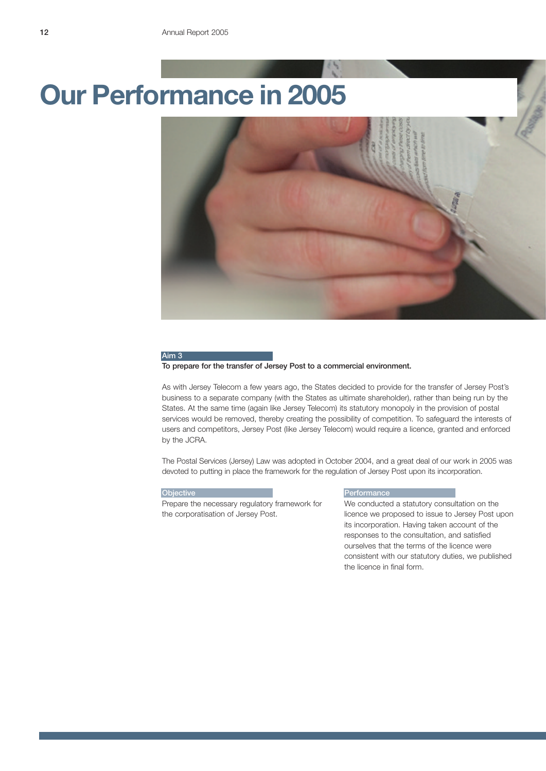# Our Performance in 2005

## Aim 3

**To prepare for the transfer of Jersey Post to a commercial environment.**

As with Jersey Telecom a few years ago, the States decided to provide for the transfer of Jersey Post's business to a separate company (with the States as ultimate shareholder), rather than being run by the States. At the same time (again like Jersey Telecom) its statutory monopoly in the provision of postal services would be removed, thereby creating the possibility of competition. To safeguard the interests of users and competitors, Jersey Post (like Jersey Telecom) would require a licence, granted and enforced by the JCRA.

The Postal Services (Jersey) Law was adopted in October 2004, and a great deal of our work in 2005 was devoted to putting in place the framework for the regulation of Jersey Post upon its incorporation.

### Objective

Prepare the necessary regulatory framework for the corporatisation of Jersey Post.

### Performance

We conducted a statutory consultation on the licence we proposed to issue to Jersey Post upon its incorporation. Having taken account of the responses to the consultation, and satisfied ourselves that the terms of the licence were consistent with our statutory duties, we published the licence in final form.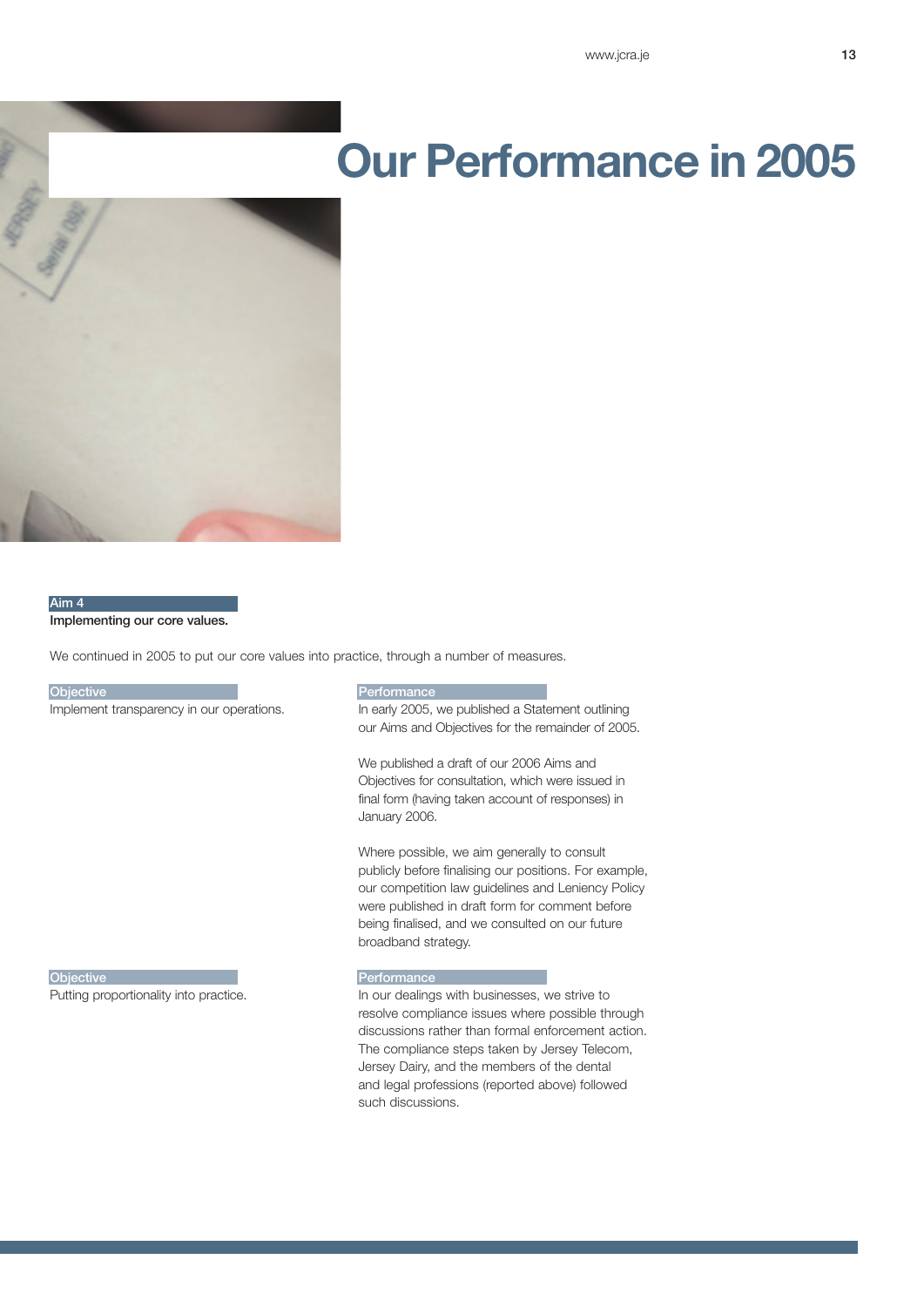# Our Performance in 2005

**Aim 4**

**Implementing our core values.**

We continued in 2005 to put our core values into practice, through a number of measures.

**Objective**

Implement transparency in our operations.

**Performance**

In early 2005, we published a Statement outlining our Aims and Objectives for the remainder of 2005.

We published a draft of our 2006 Aims and Objectives for consultation, which were issued in final form (having taken account of responses) in January 2006.

Where possible, we aim generally to consult publicly before finalising our positions. For example, our competition law guidelines and Leniency Policy were published in draft form for comment before being finalised, and we consulted on our future broadband strategy.

**Objective**

Putting proportionality into practice.

**Performance**

In our dealings with businesses, we strive to resolve compliance issues where possible through discussions rather than formal enforcement action. The compliance steps taken by Jersey Telecom, Jersey Dairy, and the members of the dental and legal professions (reported above) followed such discussions.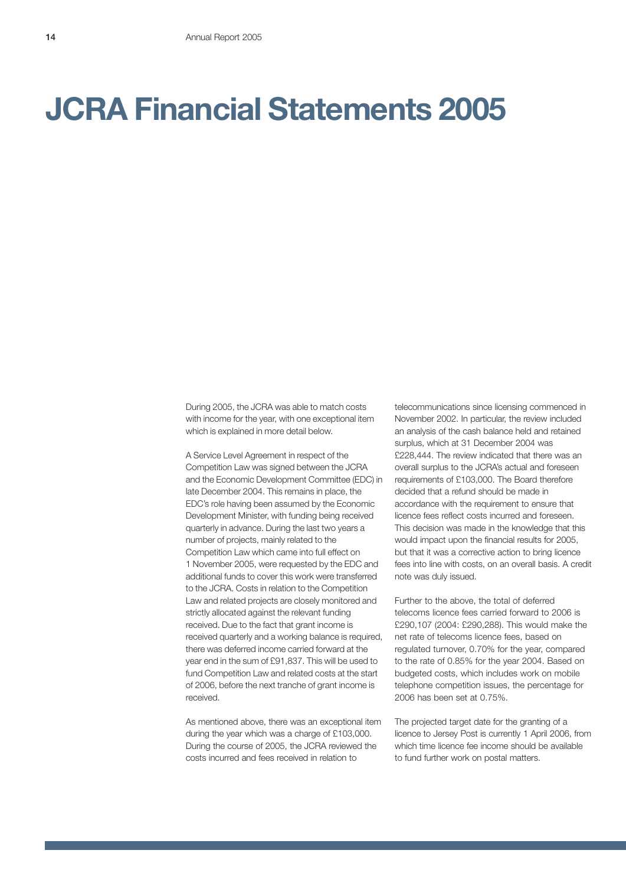# JCRA Financial Statements 2005

During 2005, the JCRA was able to match costs with income for the year, with one exceptional item which is explained in more detail below.

A Service Level Agreement in respect of the Competition Law was signed between the JCRA and the Economic Development Committee (EDC) in late December 2004. This remains in place, the EDC's role having been assumed by the Economic Development Minister, with funding being received quarterly in advance. During the last two years a number of projects, mainly related to the Competition Law which came into full effect on 1 November 2005, were requested by the EDC and additional funds to cover this work were transferred to the JCRA. Costs in relation to the Competition Law and related projects are closely monitored and strictly allocated against the relevant funding received. Due to the fact that grant income is received quarterly and a working balance is required, there was deferred income carried forward at the year end in the sum of £91,837. This will be used to fund Competition Law and related costs at the start of 2006, before the next tranche of grant income is received.

As mentioned above, there was an exceptional item during the year which was a charge of £103,000. During the course of 2005, the JCRA reviewed the costs incurred and fees received in relation to telecommunications since licensing commenced in November 2002. In particular, the review included an analysis of the cash balance held and retained surplus, which at 31 December 2004 was £228,444. The review indicated that there was an overall surplus to the JCRA's actual and foreseen requirements of £103,000. The Board therefore decided that a refund should be made in accordance with the requirement to ensure that licence fees reflect costs incurred and foreseen. This decision was made in the knowledge that this would impact upon the financial results for 2005, but that it was a corrective action to bring licence fees into line with costs, on an overall basis. A credit note was duly issued.

Further to the above, the total of deferred telecoms licence fees carried forward to 2006 is £290,107 (2004: £290,288). This would make the net rate of telecoms licence fees, based on regulated turnover, 0.70% for the year, compared to the rate of 0.85% for the year 2004. Based on budgeted costs, which includes work on mobile telephone competition issues, the percentage for 2006 has been set at 0.75%.

The projected target date for the granting of a licence to Jersey Post is currently 1 April 2006, from which time licence fee income should be available to fund further work on postal matters.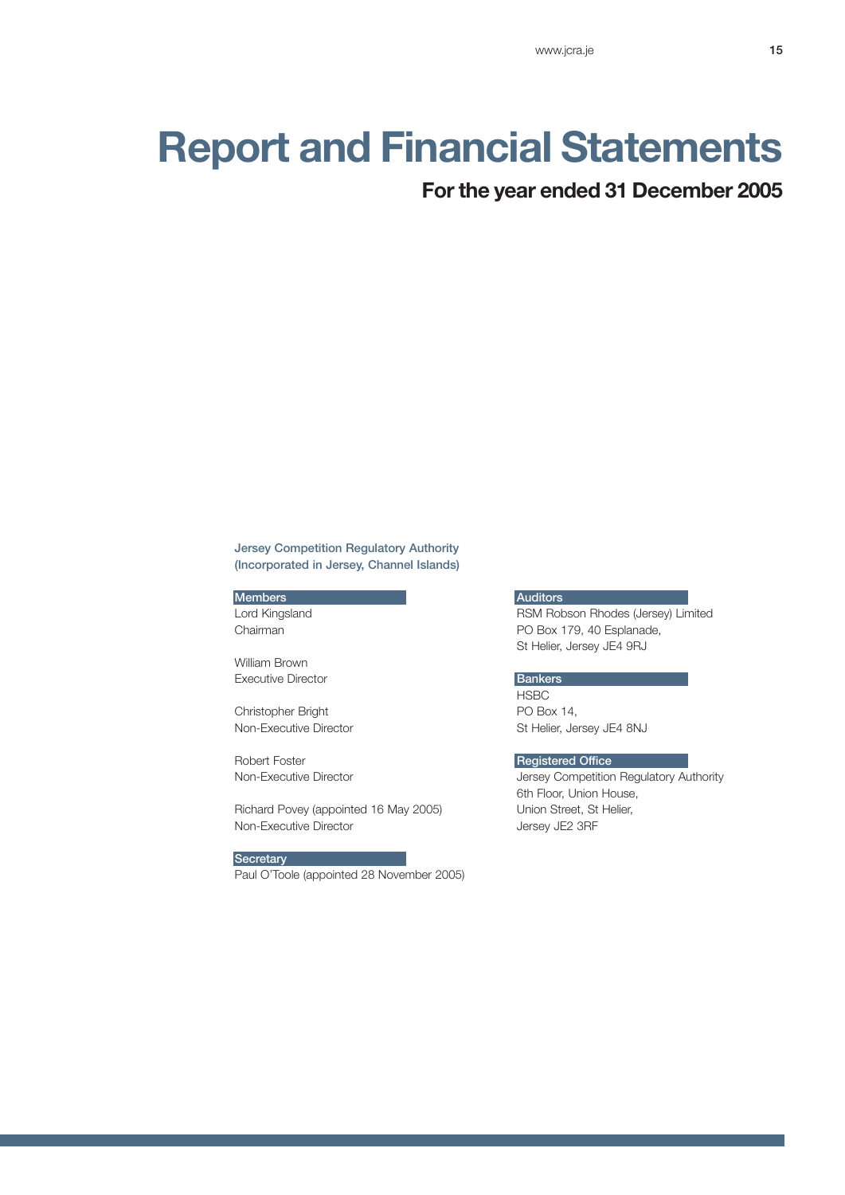# Report and Financial Statements

## For the year ended 31 December 2005

**Jersey Competition Regulatory Authority**
**(Incorporated in Jersey, Channel Islands)**

### Members

Lord Kingsland
Chairman

William Brown
Executive Director

Christopher Bright
Non-Executive Director

Robert Foster
Non-Executive Director

Richard Povey (appointed 16 May 2005)
Non-Executive Director

### Secretary

Paul O'Toole (appointed 28 November 2005)

### Auditors

RSM Robson Rhodes (Jersey) Limited
PO Box 179, 40 Esplanade,
St Helier, Jersey JE4 9RJ

### Bankers

HSBC
PO Box 14,
St Helier, Jersey JE4 8NJ

### Registered Office

Jersey Competition Regulatory Authority
6th Floor, Union House,
Union Street, St Helier,
Jersey JE2 3RF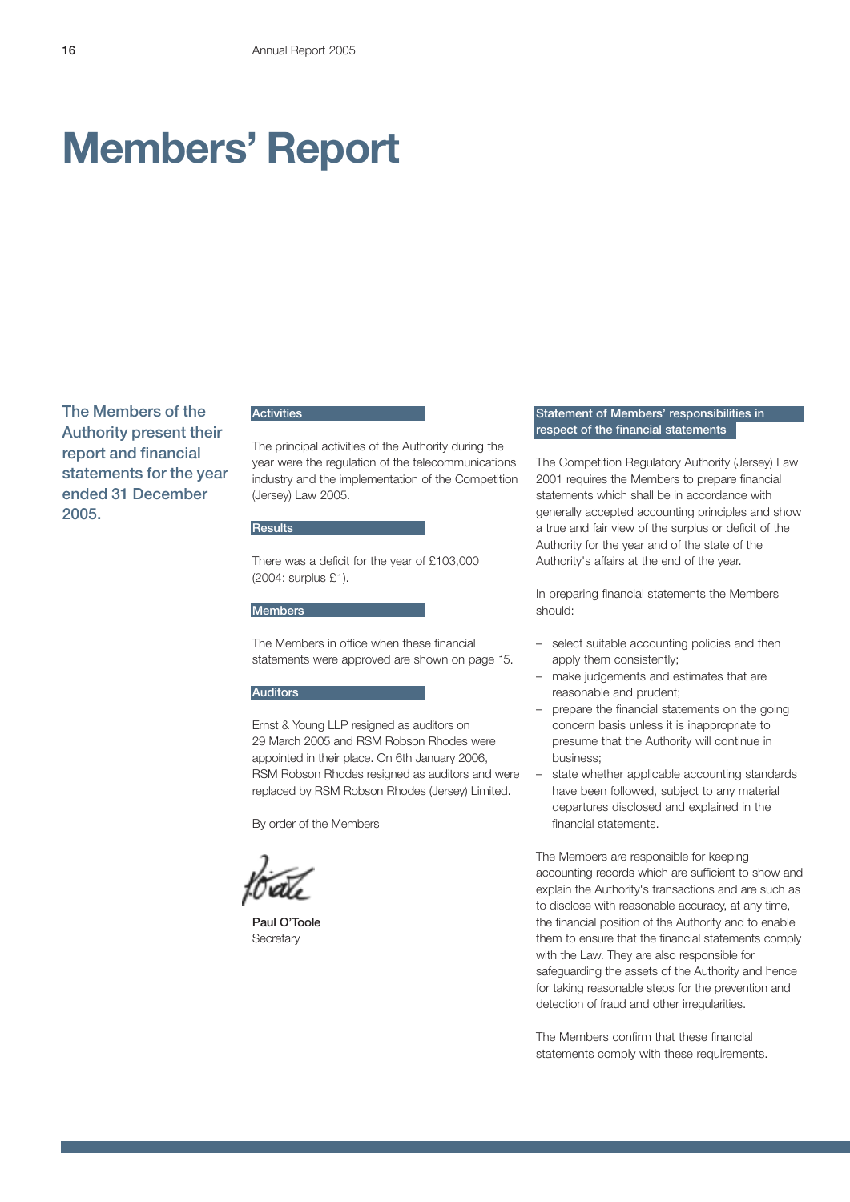# Members' Report

**The Members of the Authority present their report and financial statements for the year ended 31 December 2005.**

## Activities

The principal activities of the Authority during the year were the regulation of the telecommunications industry and the implementation of the Competition (Jersey) Law 2005.

## Results

There was a deficit for the year of £103,000 (2004: surplus £1).

## Members

The Members in office when these financial statements were approved are shown on page 15.

## Auditors

Ernst & Young LLP resigned as auditors on 29 March 2005 and RSM Robson Rhodes were appointed in their place. On 6th January 2006, RSM Robson Rhodes resigned as auditors and were replaced by RSM Robson Rhodes (Jersey) Limited.

By order of the Members

**Paul O'Toole**
Secretary

## Statement of Members' responsibilities in respect of the financial statements

The Competition Regulatory Authority (Jersey) Law 2001 requires the Members to prepare financial statements which shall be in accordance with generally accepted accounting principles and show a true and fair view of the surplus or deficit of the Authority for the year and of the state of the Authority's affairs at the end of the year.

In preparing financial statements the Members should:

- select suitable accounting policies and then apply them consistently;
- make judgements and estimates that are reasonable and prudent;
- prepare the financial statements on the going concern basis unless it is inappropriate to presume that the Authority will continue in business;
- state whether applicable accounting standards have been followed, subject to any material departures disclosed and explained in the financial statements.

The Members are responsible for keeping accounting records which are sufficient to show and explain the Authority's transactions and are such as to disclose with reasonable accuracy, at any time, the financial position of the Authority and to enable them to ensure that the financial statements comply with the Law. They are also responsible for safeguarding the assets of the Authority and hence for taking reasonable steps for the prevention and detection of fraud and other irregularities.

The Members confirm that these financial statements comply with these requirements.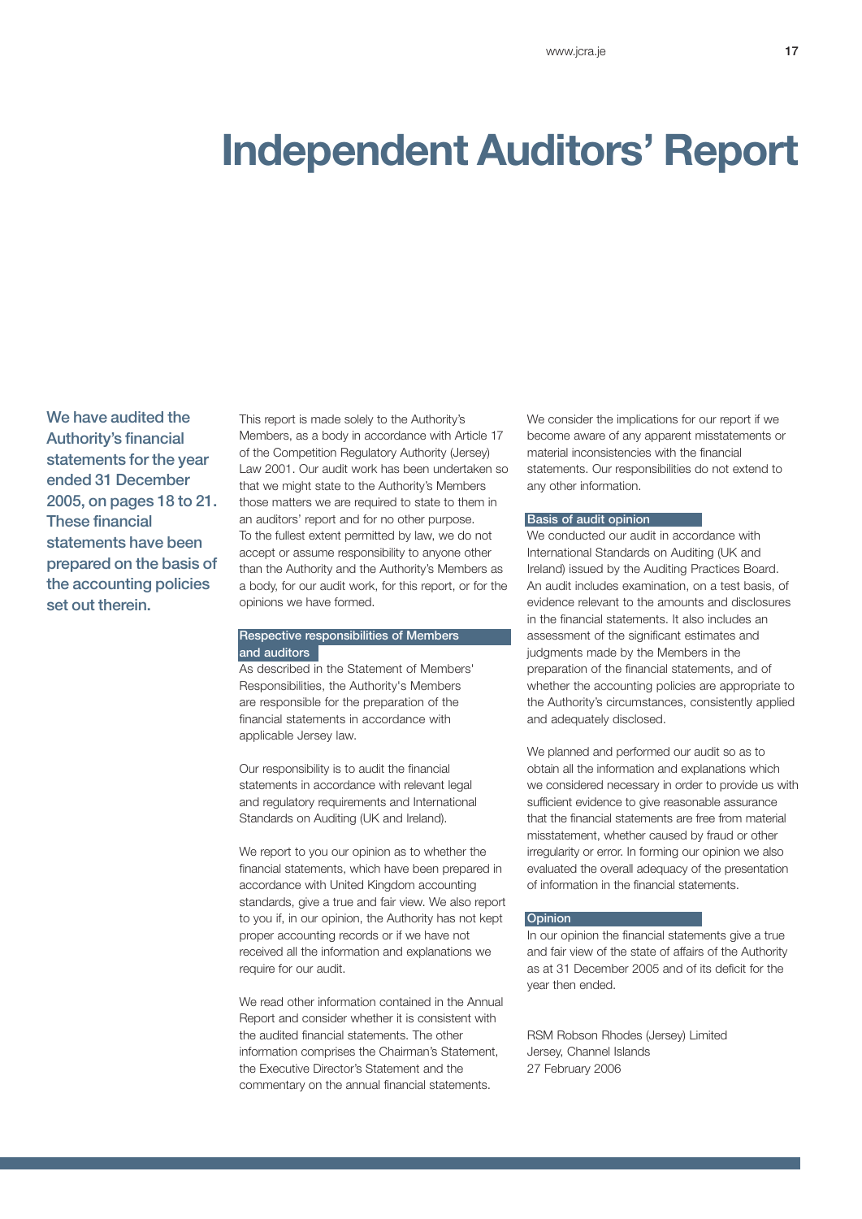# Independent Auditors' Report

**We have audited the Authority's financial statements for the year ended 31 December 2005, on pages 18 to 21. These financial statements have been prepared on the basis of the accounting policies set out therein.**

This report is made solely to the Authority's Members, as a body in accordance with Article 17 of the Competition Regulatory Authority (Jersey) Law 2001. Our audit work has been undertaken so that we might state to the Authority's Members those matters we are required to state to them in an auditors' report and for no other purpose. To the fullest extent permitted by law, we do not accept or assume responsibility to anyone other than the Authority and the Authority's Members as a body, for our audit work, for this report, or for the opinions we have formed.

## Respective responsibilities of Members and auditors

As described in the Statement of Members' Responsibilities, the Authority's Members are responsible for the preparation of the financial statements in accordance with applicable Jersey law.

Our responsibility is to audit the financial statements in accordance with relevant legal and regulatory requirements and International Standards on Auditing (UK and Ireland).

We report to you our opinion as to whether the financial statements, which have been prepared in accordance with United Kingdom accounting standards, give a true and fair view. We also report to you if, in our opinion, the Authority has not kept proper accounting records or if we have not received all the information and explanations we require for our audit.

We read other information contained in the Annual Report and consider whether it is consistent with the audited financial statements. The other information comprises the Chairman's Statement, the Executive Director's Statement and the commentary on the annual financial statements.

We consider the implications for our report if we become aware of any apparent misstatements or material inconsistencies with the financial statements. Our responsibilities do not extend to any other information.

## Basis of audit opinion

We conducted our audit in accordance with International Standards on Auditing (UK and Ireland) issued by the Auditing Practices Board. An audit includes examination, on a test basis, of evidence relevant to the amounts and disclosures in the financial statements. It also includes an assessment of the significant estimates and judgments made by the Members in the preparation of the financial statements, and of whether the accounting policies are appropriate to the Authority's circumstances, consistently applied and adequately disclosed.

We planned and performed our audit so as to obtain all the information and explanations which we considered necessary in order to provide us with sufficient evidence to give reasonable assurance that the financial statements are free from material misstatement, whether caused by fraud or other irregularity or error. In forming our opinion we also evaluated the overall adequacy of the presentation of information in the financial statements.

## Opinion

In our opinion the financial statements give a true and fair view of the state of affairs of the Authority as at 31 December 2005 and of its deficit for the year then ended.

RSM Robson Rhodes (Jersey) Limited
Jersey, Channel Islands
27 February 2006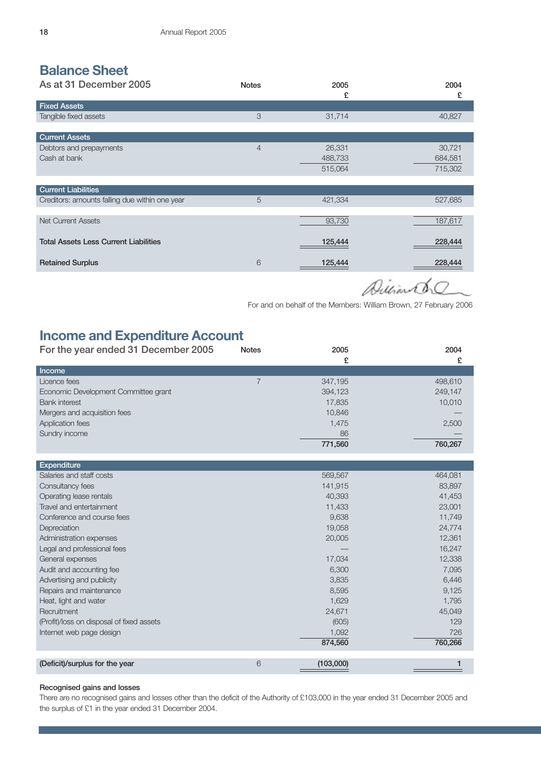# Balance Sheet

## As at 31 December 2005

| | Notes | 2005 £ | 2004 £ |
|---|---|---|---|
| **Fixed Assets** | | | |
| Tangible fixed assets | 3 | 31,714 | 40,827 |
| **Current Assets** | | | |
| Debtors and prepayments | 4 | 26,331 | 30,721 |
| Cash at bank | | 488,733 | 684,581 |
| | | 515,064 | 715,302 |
| **Current Liabilities** | | | |
| Creditors: amounts falling due within one year | 5 | 421,334 | 527,685 |
| Net Current Assets | | 93,730 | 187,617 |
| **Total Assets Less Current Liabilities** | | **125,444** | **228,444** |
| **Retained Surplus** | 6 | **125,444** | **228,444** |

For and on behalf of the Members: William Brown, 27 February 2006

# Income and Expenditure Account

## For the year ended 31 December 2005

| | Notes | 2005 £ | 2004 £ |
|---|---|---|---|
| **Income** | | | |
| Licence fees | 7 | 347,195 | 498,610 |
| Economic Development Committee grant | | 394,123 | 249,147 |
| Bank interest | | 17,835 | 10,010 |
| Mergers and acquisition fees | | 10,846 | — |
| Application fees | | 1,475 | 2,500 |
| Sundry income | | 86 | — |
| | | **771,560** | **760,267** |
| **Expenditure** | | | |
| Salaries and staff costs | | 569,567 | 464,081 |
| Consultancy fees | | 141,915 | 83,897 |
| Operating lease rentals | | 40,393 | 41,453 |
| Travel and entertainment | | 11,433 | 23,001 |
| Conference and course fees | | 9,638 | 11,749 |
| Depreciation | | 19,058 | 24,774 |
| Administration expenses | | 20,005 | 12,361 |
| Legal and professional fees | | — | 16,247 |
| General expenses | | 17,034 | 12,338 |
| Audit and accounting fee | | 6,300 | 7,095 |
| Advertising and publicity | | 3,835 | 6,446 |
| Repairs and maintenance | | 8,595 | 9,125 |
| Heat, light and water | | 1,629 | 1,795 |
| Recruitment | | 24,671 | 45,049 |
| (Profit)/loss on disposal of fixed assets | | (605) | 129 |
| Internet web page design | | 1,092 | 726 |
| | | **874,560** | **760,266** |
| **(Deficit)/surplus for the year** | 6 | **(103,000)** | **1** |

**Recognised gains and losses**

There are no recognised gains and losses other than the deficit of the Authority of £103,000 in the year ended 31 December 2005 and the surplus of £1 in the year ended 31 December 2004.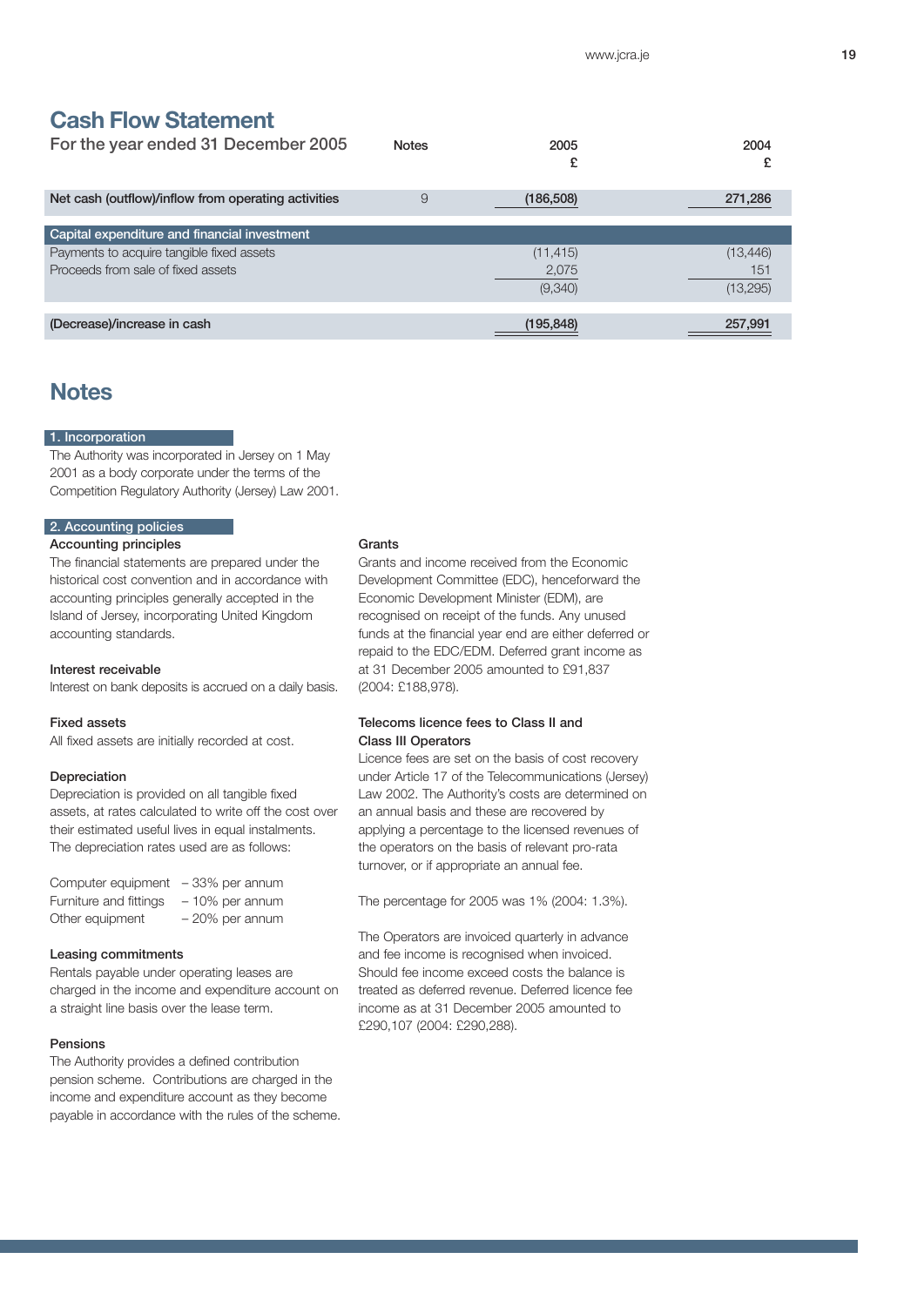# Cash Flow Statement

| For the year ended 31 December 2005 | Notes | 2005 £ | 2004 £ |
|---|---|---|---|
| **Net cash (outflow)/inflow from operating activities** | 9 | **(186,508)** | **271,286** |
| **Capital expenditure and financial investment** | | | |
| Payments to acquire tangible fixed assets | | (11,415) | (13,446) |
| Proceeds from sale of fixed assets | | 2,075 | 151 |
| | | (9,340) | (13,295) |
| **(Decrease)/increase in cash** | | **(195,848)** | **257,991** |

# Notes

## 1. Incorporation

The Authority was incorporated in Jersey on 1 May 2001 as a body corporate under the terms of the Competition Regulatory Authority (Jersey) Law 2001.

## 2. Accounting policies

### Accounting principles

The financial statements are prepared under the historical cost convention and in accordance with accounting principles generally accepted in the Island of Jersey, incorporating United Kingdom accounting standards.

### Interest receivable

Interest on bank deposits is accrued on a daily basis.

### Fixed assets

All fixed assets are initially recorded at cost.

### Depreciation

Depreciation is provided on all tangible fixed assets, at rates calculated to write off the cost over their estimated useful lives in equal instalments. The depreciation rates used are as follows:

| | |
|---|---|
| Computer equipment | – 33% per annum |
| Furniture and fittings | – 10% per annum |
| Other equipment | – 20% per annum |

### Leasing commitments

Rentals payable under operating leases are charged in the income and expenditure account on a straight line basis over the lease term.

### Pensions

The Authority provides a defined contribution pension scheme. Contributions are charged in the income and expenditure account as they become payable in accordance with the rules of the scheme.

### Grants

Grants and income received from the Economic Development Committee (EDC), henceforward the Economic Development Minister (EDM), are recognised on receipt of the funds. Any unused funds at the financial year end are either deferred or repaid to the EDC/EDM. Deferred grant income as at 31 December 2005 amounted to £91,837 (2004: £188,978).

### Telecoms licence fees to Class II and Class III Operators

Licence fees are set on the basis of cost recovery under Article 17 of the Telecommunications (Jersey) Law 2002. The Authority's costs are determined on an annual basis and these are recovered by applying a percentage to the licensed revenues of the operators on the basis of relevant pro-rata turnover, or if appropriate an annual fee.

The percentage for 2005 was 1% (2004: 1.3%).

The Operators are invoiced quarterly in advance and fee income is recognised when invoiced. Should fee income exceed costs the balance is treated as deferred revenue. Deferred licence fee income as at 31 December 2005 amounted to £290,107 (2004: £290,288).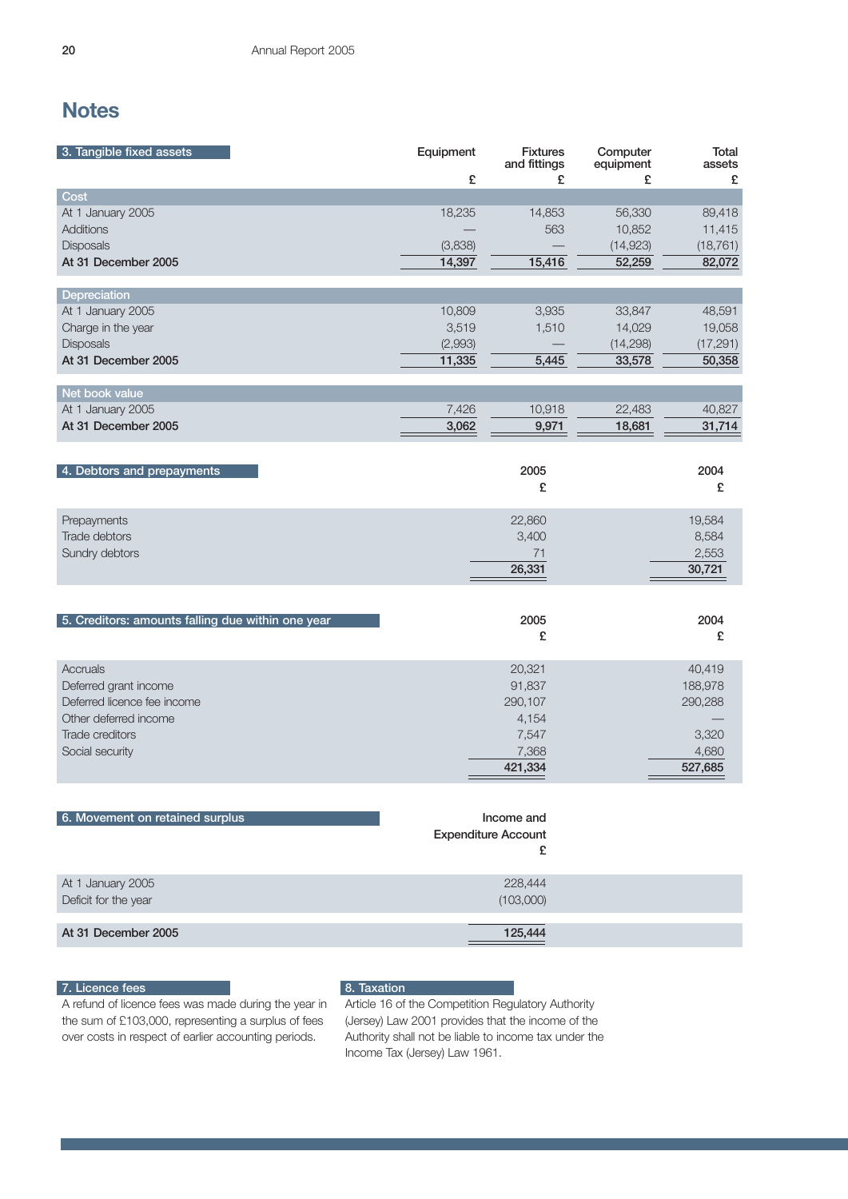# Notes

## 3. Tangible fixed assets

| | Equipment £ | Fixtures and fittings £ | Computer equipment £ | Total assets £ |
|---|---|---|---|---|
| **Cost** | | | | |
| At 1 January 2005 | 18,235 | 14,853 | 56,330 | 89,418 |
| Additions | — | 563 | 10,852 | 11,415 |
| Disposals | (3,838) | — | (14,923) | (18,761) |
| **At 31 December 2005** | **14,397** | **15,416** | **52,259** | **82,072** |
| **Depreciation** | | | | |
| At 1 January 2005 | 10,809 | 3,935 | 33,847 | 48,591 |
| Charge in the year | 3,519 | 1,510 | 14,029 | 19,058 |
| Disposals | (2,993) | — | (14,298) | (17,291) |
| **At 31 December 2005** | **11,335** | **5,445** | **33,578** | **50,358** |
| **Net book value** | | | | |
| At 1 January 2005 | 7,426 | 10,918 | 22,483 | 40,827 |
| **At 31 December 2005** | **3,062** | **9,971** | **18,681** | **31,714** |

## 4. Debtors and prepayments

| | 2005 £ | 2004 £ |
|---|---|---|
| Prepayments | 22,860 | 19,584 |
| Trade debtors | 3,400 | 8,584 |
| Sundry debtors | 71 | 2,553 |
| | **26,331** | **30,721** |

## 5. Creditors: amounts falling due within one year

| | 2005 £ | 2004 £ |
|---|---|---|
| Accruals | 20,321 | 40,419 |
| Deferred grant income | 91,837 | 188,978 |
| Deferred licence fee income | 290,107 | 290,288 |
| Other deferred income | 4,154 | — |
| Trade creditors | 7,547 | 3,320 |
| Social security | 7,368 | 4,680 |
| | **421,334** | **527,685** |

## 6. Movement on retained surplus

| | Income and Expenditure Account £ |
|---|---|
| At 1 January 2005 | 228,444 |
| Deficit for the year | (103,000) |
| **At 31 December 2005** | **125,444** |

## 7. Licence fees

A refund of licence fees was made during the year in the sum of £103,000, representing a surplus of fees over costs in respect of earlier accounting periods.

## 8. Taxation

Article 16 of the Competition Regulatory Authority (Jersey) Law 2001 provides that the income of the Authority shall not be liable to income tax under the Income Tax (Jersey) Law 1961.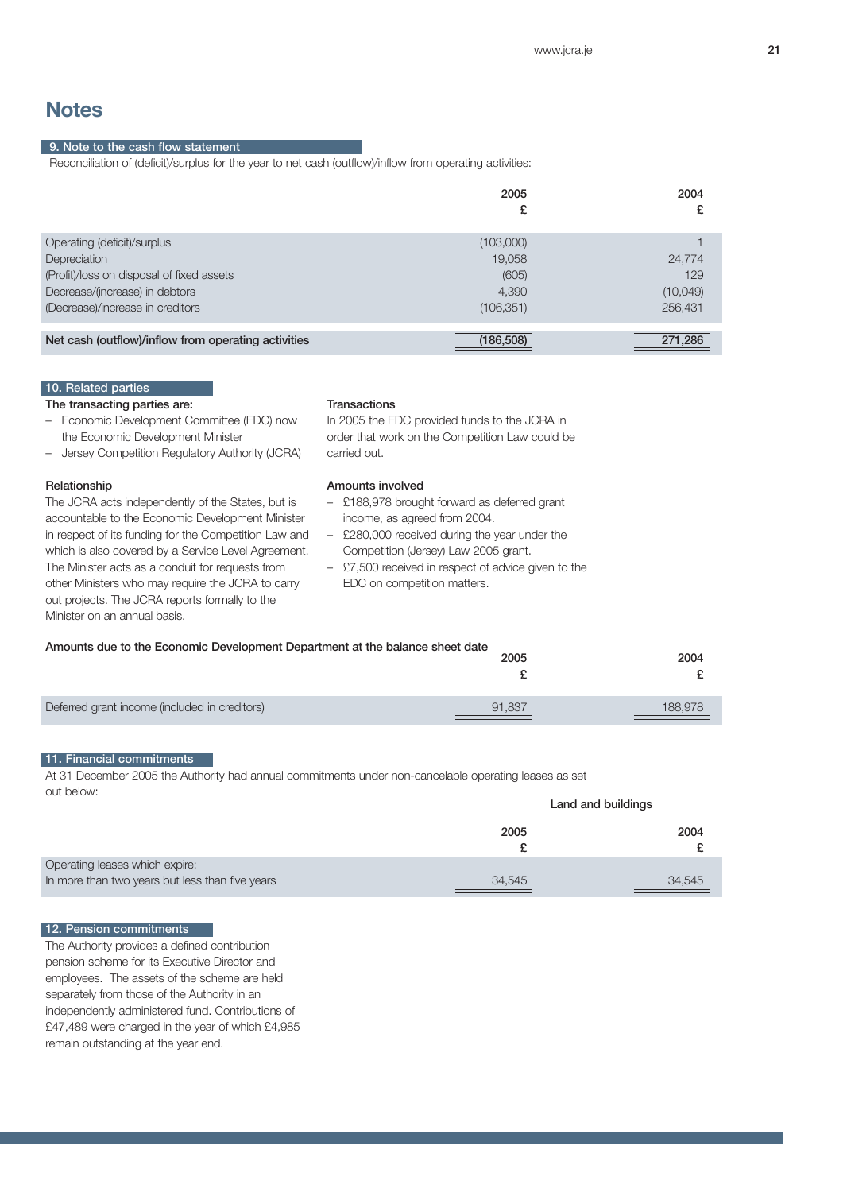# Notes

## 9. Note to the cash flow statement

Reconciliation of (deficit)/surplus for the year to net cash (outflow)/inflow from operating activities:

| | 2005 £ | 2004 £ |
|---|---|---|
| Operating (deficit)/surplus | (103,000) | 1 |
| Depreciation | 19,058 | 24,774 |
| (Profit)/loss on disposal of fixed assets | (605) | 129 |
| Decrease/(increase) in debtors | 4,390 | (10,049) |
| (Decrease)/increase in creditors | (106,351) | 256,431 |
| **Net cash (outflow)/inflow from operating activities** | **(186,508)** | **271,286** |

## 10. Related parties

**The transacting parties are:**

- Economic Development Committee (EDC) now the Economic Development Minister
- Jersey Competition Regulatory Authority (JCRA)

**Relationship**

The JCRA acts independently of the States, but is accountable to the Economic Development Minister in respect of its funding for the Competition Law and which is also covered by a Service Level Agreement. The Minister acts as a conduit for requests from other Ministers who may require the JCRA to carry out projects. The JCRA reports formally to the Minister on an annual basis.

**Transactions**

In 2005 the EDC provided funds to the JCRA in order that work on the Competition Law could be carried out.

**Amounts involved**

- £188,978 brought forward as deferred grant income, as agreed from 2004.
- £280,000 received during the year under the Competition (Jersey) Law 2005 grant.
- £7,500 received in respect of advice given to the EDC on competition matters.

**Amounts due to the Economic Development Department at the balance sheet date**

| | 2005 £ | 2004 £ |
|---|---|---|
| Deferred grant income (included in creditors) | 91,837 | 188,978 |

## 11. Financial commitments

At 31 December 2005 the Authority had annual commitments under non-cancelable operating leases as set out below:

| | Land and buildings | |
|---|---|---|
| | 2005 £ | 2004 £ |
| Operating leases which expire: | | |
| In more than two years but less than five years | 34,545 | 34,545 |

## 12. Pension commitments

The Authority provides a defined contribution pension scheme for its Executive Director and employees. The assets of the scheme are held separately from those of the Authority in an independently administered fund. Contributions of £47,489 were charged in the year of which £4,985 remain outstanding at the year end.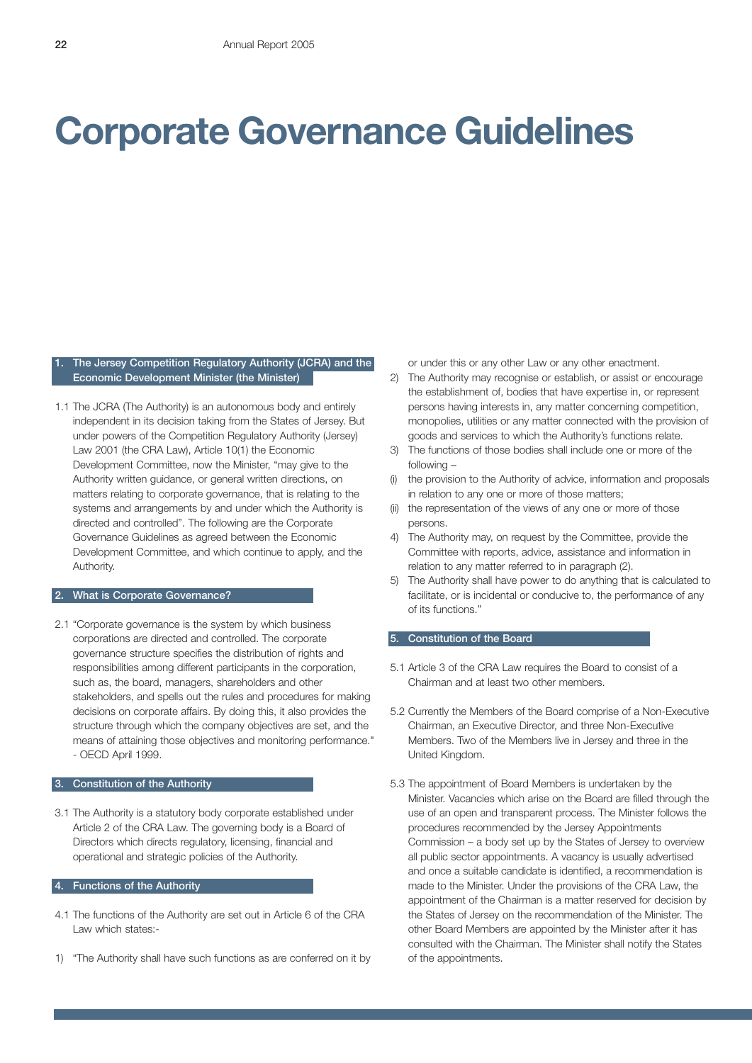# Corporate Governance Guidelines

## 1. The Jersey Competition Regulatory Authority (JCRA) and the Economic Development Minister (the Minister)

1.1 The JCRA (The Authority) is an autonomous body and entirely independent in its decision taking from the States of Jersey. But under powers of the Competition Regulatory Authority (Jersey) Law 2001 (the CRA Law), Article 10(1) the Economic Development Committee, now the Minister, "may give to the Authority written guidance, or general written directions, on matters relating to corporate governance, that is relating to the systems and arrangements by and under which the Authority is directed and controlled". The following are the Corporate Governance Guidelines as agreed between the Economic Development Committee, and which continue to apply, and the Authority.

## 2. What is Corporate Governance?

2.1 "Corporate governance is the system by which business corporations are directed and controlled. The corporate governance structure specifies the distribution of rights and responsibilities among different participants in the corporation, such as, the board, managers, shareholders and other stakeholders, and spells out the rules and procedures for making decisions on corporate affairs. By doing this, it also provides the structure through which the company objectives are set, and the means of attaining those objectives and monitoring performance." - OECD April 1999.

## 3. Constitution of the Authority

3.1 The Authority is a statutory body corporate established under Article 2 of the CRA Law. The governing body is a Board of Directors which directs regulatory, licensing, financial and operational and strategic policies of the Authority.

## 4. Functions of the Authority

4.1 The functions of the Authority are set out in Article 6 of the CRA Law which states:-

1) "The Authority shall have such functions as are conferred on it by or under this or any other Law or any other enactment.
2) The Authority may recognise or establish, or assist or encourage the establishment of, bodies that have expertise in, or represent persons having interests in, any matter concerning competition, monopolies, utilities or any matter connected with the provision of goods and services to which the Authority's functions relate.
3) The functions of those bodies shall include one or more of the following –

(i) the provision to the Authority of advice, information and proposals in relation to any one or more of those matters;
(ii) the representation of the views of any one or more of those persons.

4) The Authority may, on request by the Committee, provide the Committee with reports, advice, assistance and information in relation to any matter referred to in paragraph (2).
5) The Authority shall have power to do anything that is calculated to facilitate, or is incidental or conducive to, the performance of any of its functions."

## 5. Constitution of the Board

5.1 Article 3 of the CRA Law requires the Board to consist of a Chairman and at least two other members.

5.2 Currently the Members of the Board comprise of a Non-Executive Chairman, an Executive Director, and three Non-Executive Members. Two of the Members live in Jersey and three in the United Kingdom.

5.3 The appointment of Board Members is undertaken by the Minister. Vacancies which arise on the Board are filled through the use of an open and transparent process. The Minister follows the procedures recommended by the Jersey Appointments Commission – a body set up by the States of Jersey to overview all public sector appointments. A vacancy is usually advertised and once a suitable candidate is identified, a recommendation is made to the Minister. Under the provisions of the CRA Law, the appointment of the Chairman is a matter reserved for decision by the States of Jersey on the recommendation of the Minister. The other Board Members are appointed by the Minister after it has consulted with the Chairman. The Minister shall notify the States of the appointments.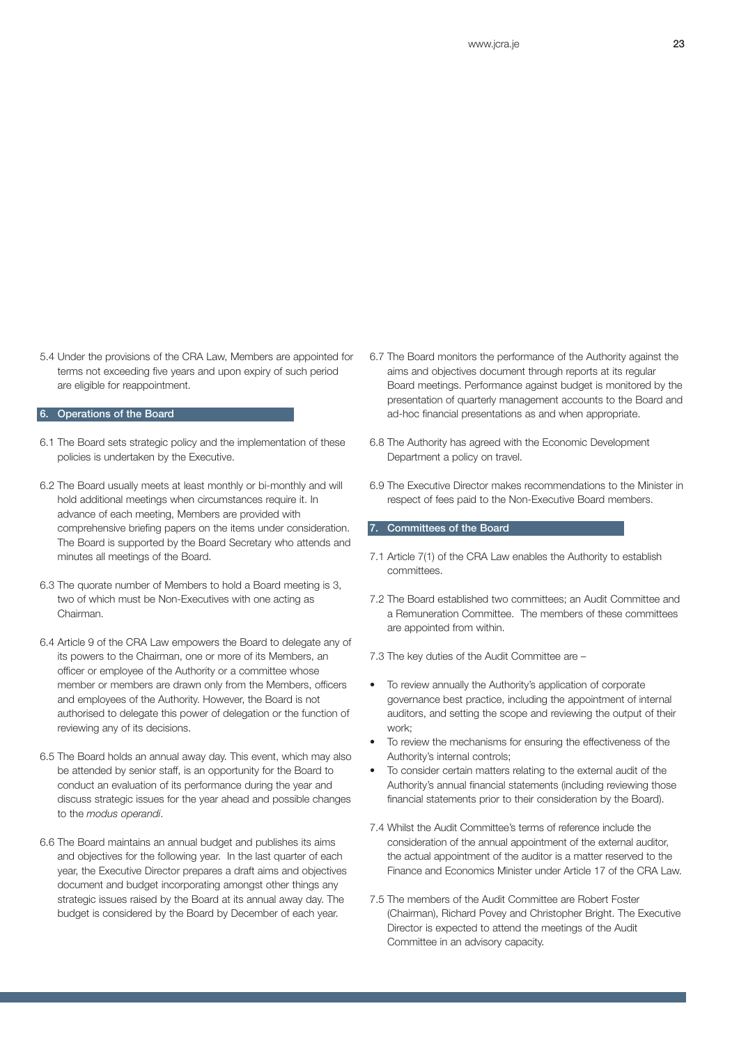5.4 Under the provisions of the CRA Law, Members are appointed for terms not exceeding five years and upon expiry of such period are eligible for reappointment.

## 6. Operations of the Board

6.1 The Board sets strategic policy and the implementation of these policies is undertaken by the Executive.

6.2 The Board usually meets at least monthly or bi-monthly and will hold additional meetings when circumstances require it. In advance of each meeting, Members are provided with comprehensive briefing papers on the items under consideration. The Board is supported by the Board Secretary who attends and minutes all meetings of the Board.

6.3 The quorate number of Members to hold a Board meeting is 3, two of which must be Non-Executives with one acting as Chairman.

6.4 Article 9 of the CRA Law empowers the Board to delegate any of its powers to the Chairman, one or more of its Members, an officer or employee of the Authority or a committee whose member or members are drawn only from the Members, officers and employees of the Authority. However, the Board is not authorised to delegate this power of delegation or the function of reviewing any of its decisions.

6.5 The Board holds an annual away day. This event, which may also be attended by senior staff, is an opportunity for the Board to conduct an evaluation of its performance during the year and discuss strategic issues for the year ahead and possible changes to the *modus operandi*.

6.6 The Board maintains an annual budget and publishes its aims and objectives for the following year. In the last quarter of each year, the Executive Director prepares a draft aims and objectives document and budget incorporating amongst other things any strategic issues raised by the Board at its annual away day. The budget is considered by the Board by December of each year.

6.7 The Board monitors the performance of the Authority against the aims and objectives document through reports at its regular Board meetings. Performance against budget is monitored by the presentation of quarterly management accounts to the Board and ad-hoc financial presentations as and when appropriate.

6.8 The Authority has agreed with the Economic Development Department a policy on travel.

6.9 The Executive Director makes recommendations to the Minister in respect of fees paid to the Non-Executive Board members.

## 7. Committees of the Board

7.1 Article 7(1) of the CRA Law enables the Authority to establish committees.

7.2 The Board established two committees; an Audit Committee and a Remuneration Committee. The members of these committees are appointed from within.

7.3 The key duties of the Audit Committee are –

- To review annually the Authority's application of corporate governance best practice, including the appointment of internal auditors, and setting the scope and reviewing the output of their work;
- To review the mechanisms for ensuring the effectiveness of the Authority's internal controls;
- To consider certain matters relating to the external audit of the Authority's annual financial statements (including reviewing those financial statements prior to their consideration by the Board).

7.4 Whilst the Audit Committee's terms of reference include the consideration of the annual appointment of the external auditor, the actual appointment of the auditor is a matter reserved to the Finance and Economics Minister under Article 17 of the CRA Law.

7.5 The members of the Audit Committee are Robert Foster (Chairman), Richard Povey and Christopher Bright. The Executive Director is expected to attend the meetings of the Audit Committee in an advisory capacity.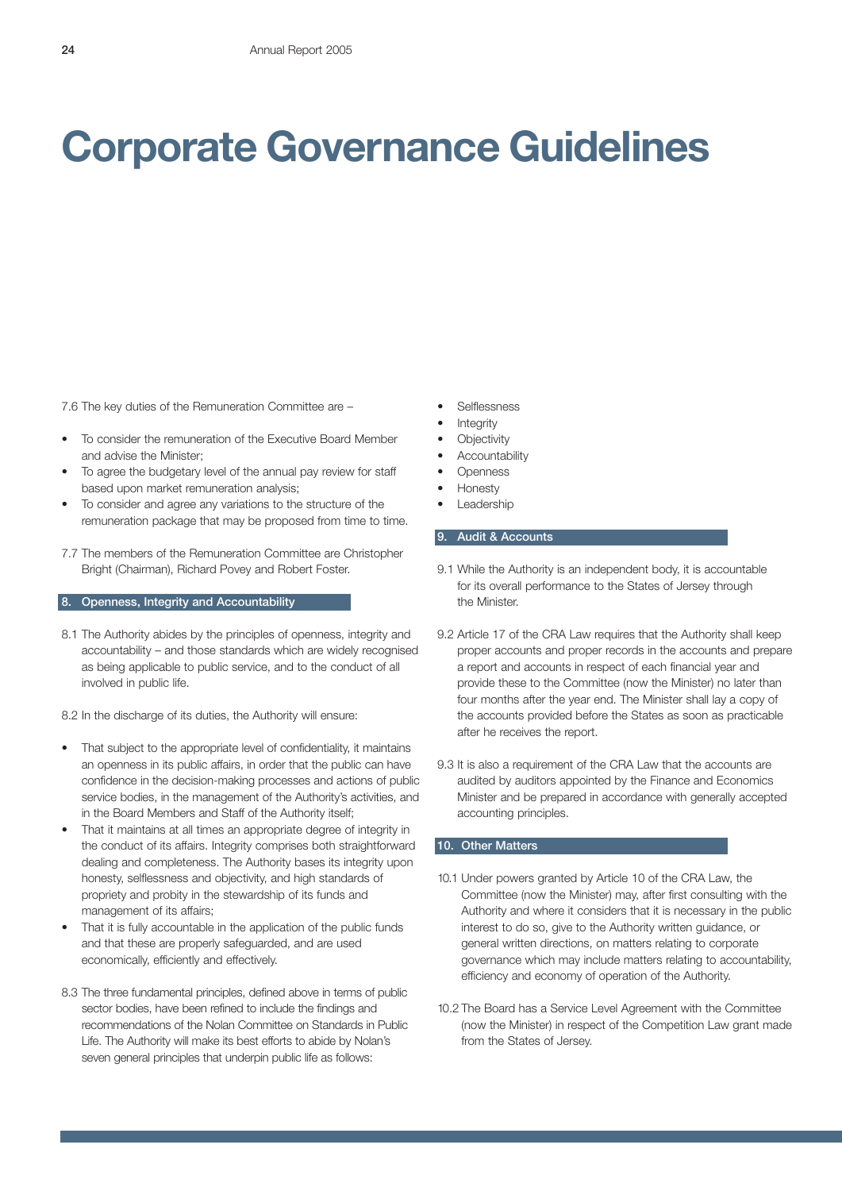# Corporate Governance Guidelines

7.6 The key duties of the Remuneration Committee are –

- To consider the remuneration of the Executive Board Member and advise the Minister;
- To agree the budgetary level of the annual pay review for staff based upon market remuneration analysis;
- To consider and agree any variations to the structure of the remuneration package that may be proposed from time to time.

7.7 The members of the Remuneration Committee are Christopher Bright (Chairman), Richard Povey and Robert Foster.

## 8. Openness, Integrity and Accountability

8.1 The Authority abides by the principles of openness, integrity and accountability – and those standards which are widely recognised as being applicable to public service, and to the conduct of all involved in public life.

8.2 In the discharge of its duties, the Authority will ensure:

- That subject to the appropriate level of confidentiality, it maintains an openness in its public affairs, in order that the public can have confidence in the decision-making processes and actions of public service bodies, in the management of the Authority's activities, and in the Board Members and Staff of the Authority itself;
- That it maintains at all times an appropriate degree of integrity in the conduct of its affairs. Integrity comprises both straightforward dealing and completeness. The Authority bases its integrity upon honesty, selflessness and objectivity, and high standards of propriety and probity in the stewardship of its funds and management of its affairs;
- That it is fully accountable in the application of the public funds and that these are properly safeguarded, and are used economically, efficiently and effectively.

8.3 The three fundamental principles, defined above in terms of public sector bodies, have been refined to include the findings and recommendations of the Nolan Committee on Standards in Public Life. The Authority will make its best efforts to abide by Nolan's seven general principles that underpin public life as follows:

- Selflessness
- Integrity
- Objectivity
- Accountability
- Openness
- Honesty
- Leadership

## 9. Audit & Accounts

9.1 While the Authority is an independent body, it is accountable for its overall performance to the States of Jersey through the Minister.

9.2 Article 17 of the CRA Law requires that the Authority shall keep proper accounts and proper records in the accounts and prepare a report and accounts in respect of each financial year and provide these to the Committee (now the Minister) no later than four months after the year end. The Minister shall lay a copy of the accounts provided before the States as soon as practicable after he receives the report.

9.3 It is also a requirement of the CRA Law that the accounts are audited by auditors appointed by the Finance and Economics Minister and be prepared in accordance with generally accepted accounting principles.

## 10. Other Matters

10.1 Under powers granted by Article 10 of the CRA Law, the Committee (now the Minister) may, after first consulting with the Authority and where it considers that it is necessary in the public interest to do so, give to the Authority written guidance, or general written directions, on matters relating to corporate governance which may include matters relating to accountability, efficiency and economy of operation of the Authority.

10.2 The Board has a Service Level Agreement with the Committee (now the Minister) in respect of the Competition Law grant made from the States of Jersey.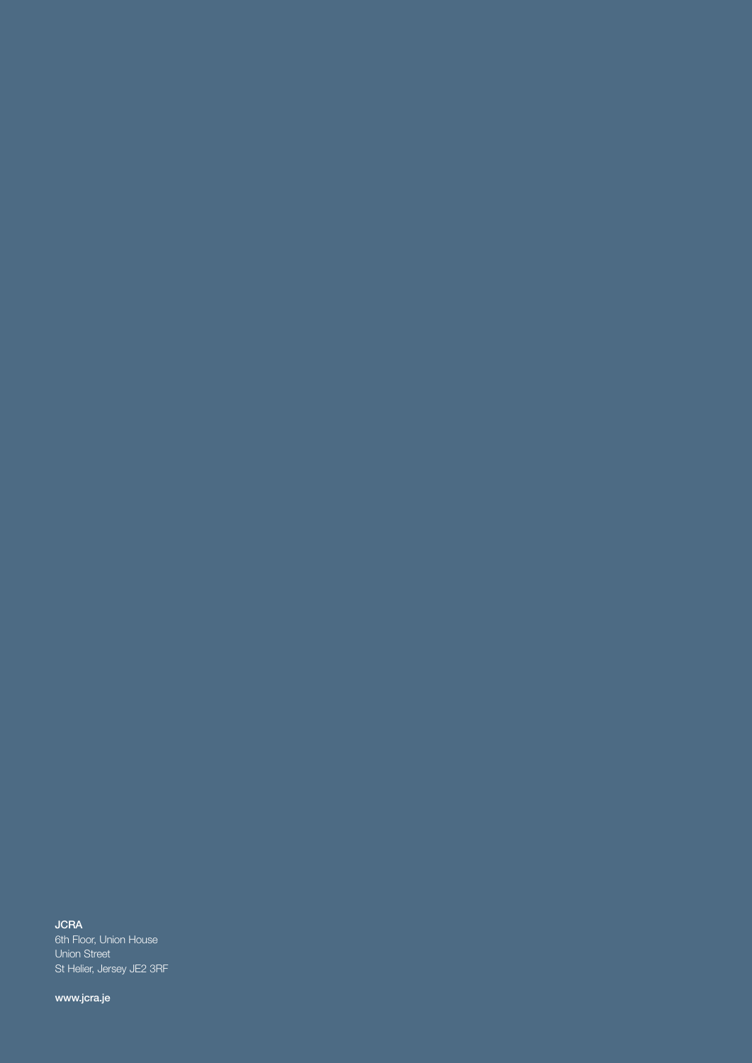**JCRA**
6th Floor, Union House
Union Street
St Helier, Jersey JE2 3RF

**www.jcra.je**